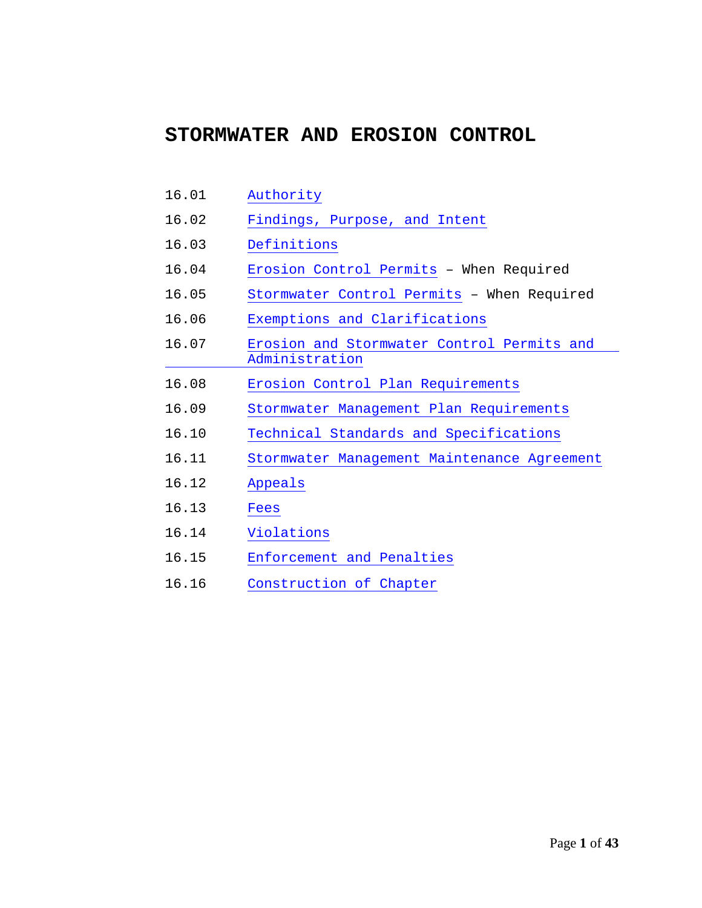# STORMWATER AND EROSION CONTROL

| | |
|---|---|
| 16.01 | Authority |
| 16.02 | Findings, Purpose, and Intent |
| 16.03 | Definitions |
| 16.04 | Erosion Control Permits – When Required |
| 16.05 | Stormwater Control Permits – When Required |
| 16.06 | Exemptions and Clarifications |
| 16.07 | Erosion and Stormwater Control Permits and Administration |
| 16.08 | Erosion Control Plan Requirements |
| 16.09 | Stormwater Management Plan Requirements |
| 16.10 | Technical Standards and Specifications |
| 16.11 | Stormwater Management Maintenance Agreement |
| 16.12 | Appeals |
| 16.13 | Fees |
| 16.14 | Violations |
| 16.15 | Enforcement and Penalties |
| 16.16 | Construction of Chapter |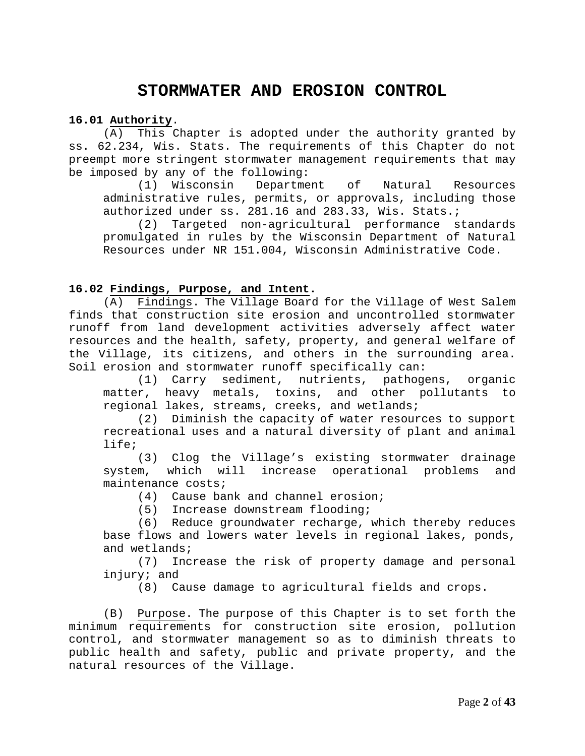# STORMWATER AND EROSION CONTROL

**16.01 Authority.**

(A) This Chapter is adopted under the authority granted by ss. 62.234, Wis. Stats. The requirements of this Chapter do not preempt more stringent stormwater management requirements that may be imposed by any of the following:

(1) Wisconsin Department of Natural Resources administrative rules, permits, or approvals, including those authorized under ss. 281.16 and 283.33, Wis. Stats.;

(2) Targeted non-agricultural performance standards promulgated in rules by the Wisconsin Department of Natural Resources under NR 151.004, Wisconsin Administrative Code.

**16.02 Findings, Purpose, and Intent.**

(A) Findings. The Village Board for the Village of West Salem finds that construction site erosion and uncontrolled stormwater runoff from land development activities adversely affect water resources and the health, safety, property, and general welfare of the Village, its citizens, and others in the surrounding area. Soil erosion and stormwater runoff specifically can:

(1) Carry sediment, nutrients, pathogens, organic matter, heavy metals, toxins, and other pollutants to regional lakes, streams, creeks, and wetlands;

(2) Diminish the capacity of water resources to support recreational uses and a natural diversity of plant and animal life;

(3) Clog the Village's existing stormwater drainage system, which will increase operational problems and maintenance costs;

(4) Cause bank and channel erosion;

(5) Increase downstream flooding;

(6) Reduce groundwater recharge, which thereby reduces base flows and lowers water levels in regional lakes, ponds, and wetlands;

(7) Increase the risk of property damage and personal injury; and

(8) Cause damage to agricultural fields and crops.

(B) Purpose. The purpose of this Chapter is to set forth the minimum requirements for construction site erosion, pollution control, and stormwater management so as to diminish threats to public health and safety, public and private property, and the natural resources of the Village.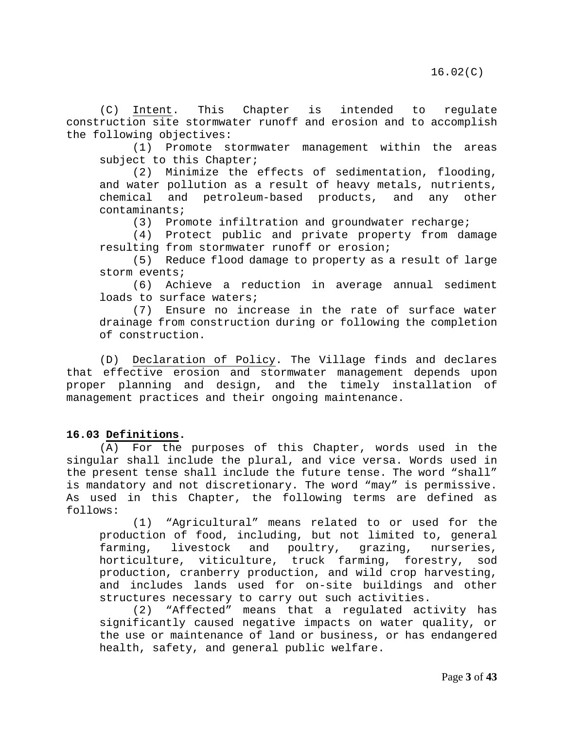(C) Intent. This Chapter is intended to regulate construction site stormwater runoff and erosion and to accomplish the following objectives:

(1) Promote stormwater management within the areas subject to this Chapter;

(2) Minimize the effects of sedimentation, flooding, and water pollution as a result of heavy metals, nutrients, chemical and petroleum-based products, and any other contaminants;

(3) Promote infiltration and groundwater recharge;

(4) Protect public and private property from damage resulting from stormwater runoff or erosion;

(5) Reduce flood damage to property as a result of large storm events;

(6) Achieve a reduction in average annual sediment loads to surface waters;

(7) Ensure no increase in the rate of surface water drainage from construction during or following the completion of construction.

(D) Declaration of Policy. The Village finds and declares that effective erosion and stormwater management depends upon proper planning and design, and the timely installation of management practices and their ongoing maintenance.

## 16.03 Definitions.

(A) For the purposes of this Chapter, words used in the singular shall include the plural, and vice versa. Words used in the present tense shall include the future tense. The word "shall" is mandatory and not discretionary. The word "may" is permissive. As used in this Chapter, the following terms are defined as follows:

(1) "Agricultural" means related to or used for the production of food, including, but not limited to, general farming, livestock and poultry, grazing, nurseries, horticulture, viticulture, truck farming, forestry, sod production, cranberry production, and wild crop harvesting, and includes lands used for on-site buildings and other structures necessary to carry out such activities.

(2) "Affected" means that a regulated activity has significantly caused negative impacts on water quality, or the use or maintenance of land or business, or has endangered health, safety, and general public welfare.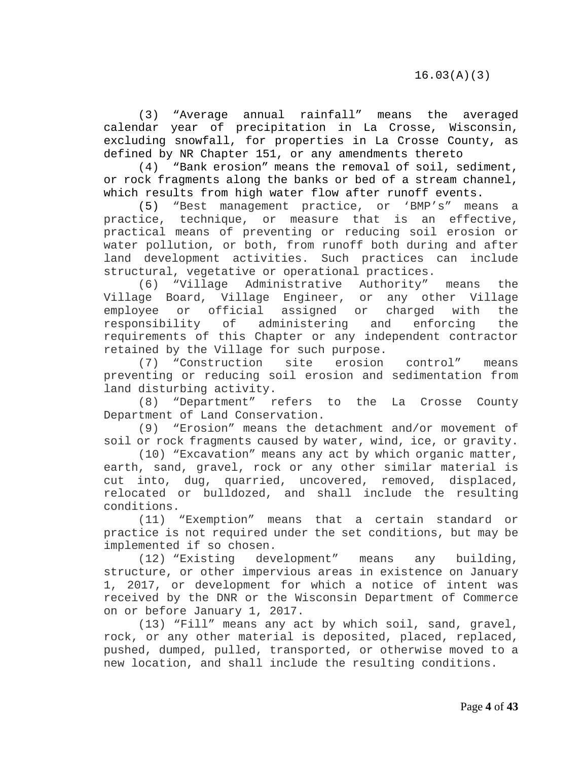(3) “Average annual rainfall” means the averaged calendar year of precipitation in La Crosse, Wisconsin, excluding snowfall, for properties in La Crosse County, as defined by NR Chapter 151, or any amendments thereto

(4) “Bank erosion” means the removal of soil, sediment, or rock fragments along the banks or bed of a stream channel, which results from high water flow after runoff events.

(5) “Best management practice, or ‘BMP’s” means a practice, technique, or measure that is an effective, practical means of preventing or reducing soil erosion or water pollution, or both, from runoff both during and after land development activities. Such practices can include structural, vegetative or operational practices.

(6) “Village Administrative Authority” means the Village Board, Village Engineer, or any other Village employee or official assigned or charged with the responsibility of administering and enforcing the requirements of this Chapter or any independent contractor retained by the Village for such purpose.

(7) “Construction site erosion control” means preventing or reducing soil erosion and sedimentation from land disturbing activity.

(8) “Department” refers to the La Crosse County Department of Land Conservation.

(9) “Erosion” means the detachment and/or movement of soil or rock fragments caused by water, wind, ice, or gravity.

(10) “Excavation” means any act by which organic matter, earth, sand, gravel, rock or any other similar material is cut into, dug, quarried, uncovered, removed, displaced, relocated or bulldozed, and shall include the resulting conditions.

(11) “Exemption” means that a certain standard or practice is not required under the set conditions, but may be implemented if so chosen.

(12) “Existing development” means any building, structure, or other impervious areas in existence on January 1, 2017, or development for which a notice of intent was received by the DNR or the Wisconsin Department of Commerce on or before January 1, 2017.

(13) “Fill” means any act by which soil, sand, gravel, rock, or any other material is deposited, placed, replaced, pushed, dumped, pulled, transported, or otherwise moved to a new location, and shall include the resulting conditions.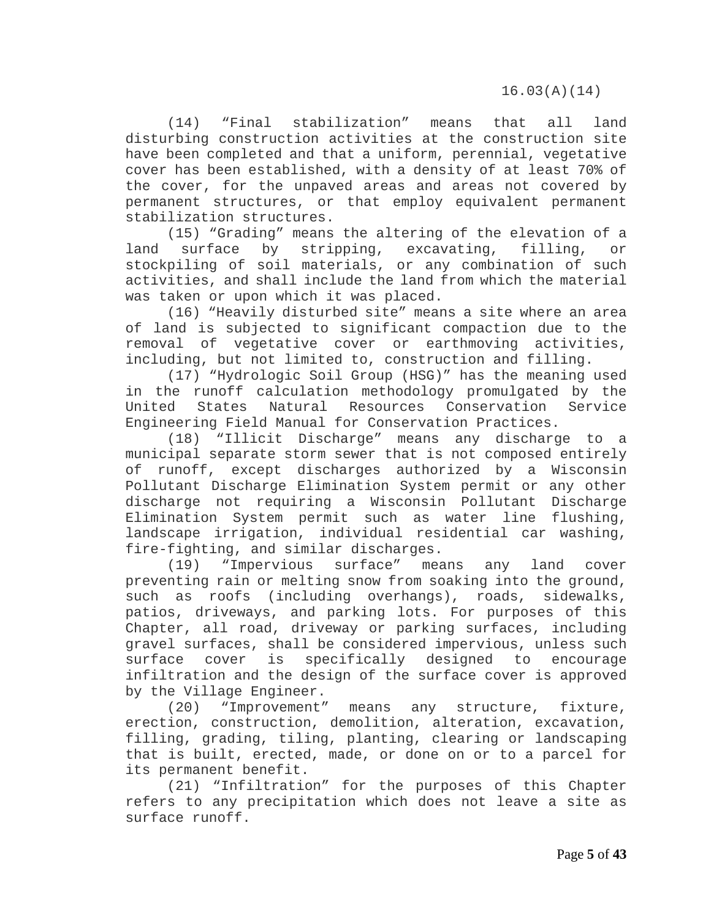(14) “Final stabilization” means that all land disturbing construction activities at the construction site have been completed and that a uniform, perennial, vegetative cover has been established, with a density of at least 70% of the cover, for the unpaved areas and areas not covered by permanent structures, or that employ equivalent permanent stabilization structures.

(15) “Grading” means the altering of the elevation of a land surface by stripping, excavating, filling, or stockpiling of soil materials, or any combination of such activities, and shall include the land from which the material was taken or upon which it was placed.

(16) “Heavily disturbed site” means a site where an area of land is subjected to significant compaction due to the removal of vegetative cover or earthmoving activities, including, but not limited to, construction and filling.

(17) “Hydrologic Soil Group (HSG)” has the meaning used in the runoff calculation methodology promulgated by the United States Natural Resources Conservation Service Engineering Field Manual for Conservation Practices.

(18) “Illicit Discharge” means any discharge to a municipal separate storm sewer that is not composed entirely of runoff, except discharges authorized by a Wisconsin Pollutant Discharge Elimination System permit or any other discharge not requiring a Wisconsin Pollutant Discharge Elimination System permit such as water line flushing, landscape irrigation, individual residential car washing, fire-fighting, and similar discharges.

(19) “Impervious surface” means any land cover preventing rain or melting snow from soaking into the ground, such as roofs (including overhangs), roads, sidewalks, patios, driveways, and parking lots. For purposes of this Chapter, all road, driveway or parking surfaces, including gravel surfaces, shall be considered impervious, unless such surface cover is specifically designed to encourage infiltration and the design of the surface cover is approved by the Village Engineer.

(20) “Improvement” means any structure, fixture, erection, construction, demolition, alteration, excavation, filling, grading, tiling, planting, clearing or landscaping that is built, erected, made, or done on or to a parcel for its permanent benefit.

(21) “Infiltration” for the purposes of this Chapter refers to any precipitation which does not leave a site as surface runoff.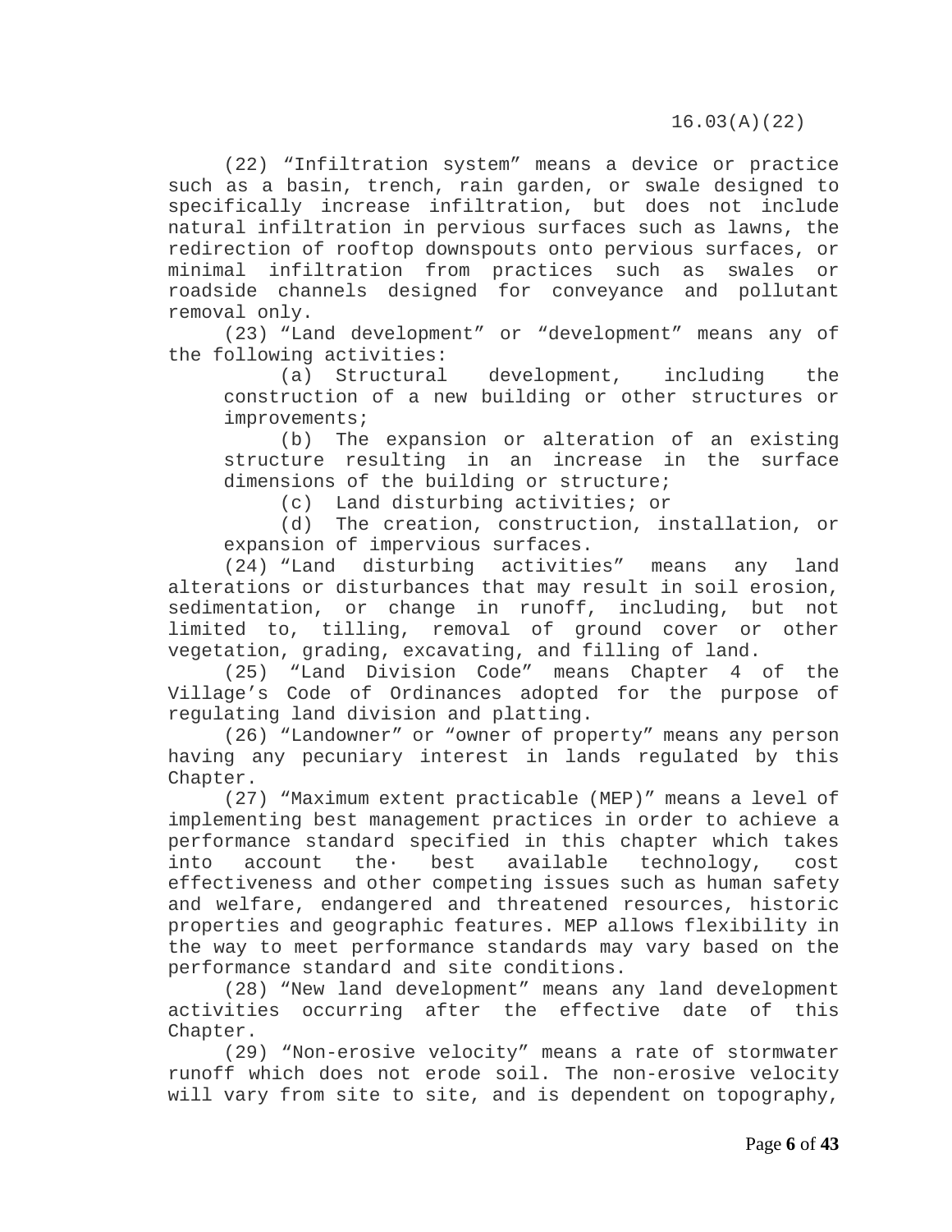(22) "Infiltration system" means a device or practice such as a basin, trench, rain garden, or swale designed to specifically increase infiltration, but does not include natural infiltration in pervious surfaces such as lawns, the redirection of rooftop downspouts onto pervious surfaces, or minimal infiltration from practices such as swales or roadside channels designed for conveyance and pollutant removal only.

(23) "Land development" or "development" means any of the following activities:

(a) Structural development, including the construction of a new building or other structures or improvements;

(b) The expansion or alteration of an existing structure resulting in an increase in the surface dimensions of the building or structure;

(c) Land disturbing activities; or

(d) The creation, construction, installation, or expansion of impervious surfaces.

(24) "Land disturbing activities" means any land alterations or disturbances that may result in soil erosion, sedimentation, or change in runoff, including, but not limited to, tilling, removal of ground cover or other vegetation, grading, excavating, and filling of land.

(25) "Land Division Code" means Chapter 4 of the Village's Code of Ordinances adopted for the purpose of regulating land division and platting.

(26) "Landowner" or "owner of property" means any person having any pecuniary interest in lands regulated by this Chapter.

(27) "Maximum extent practicable (MEP)" means a level of implementing best management practices in order to achieve a performance standard specified in this chapter which takes into account the· best available technology, cost effectiveness and other competing issues such as human safety and welfare, endangered and threatened resources, historic properties and geographic features. MEP allows flexibility in the way to meet performance standards may vary based on the performance standard and site conditions.

(28) "New land development" means any land development activities occurring after the effective date of this Chapter.

(29) "Non-erosive velocity" means a rate of stormwater runoff which does not erode soil. The non-erosive velocity will vary from site to site, and is dependent on topography,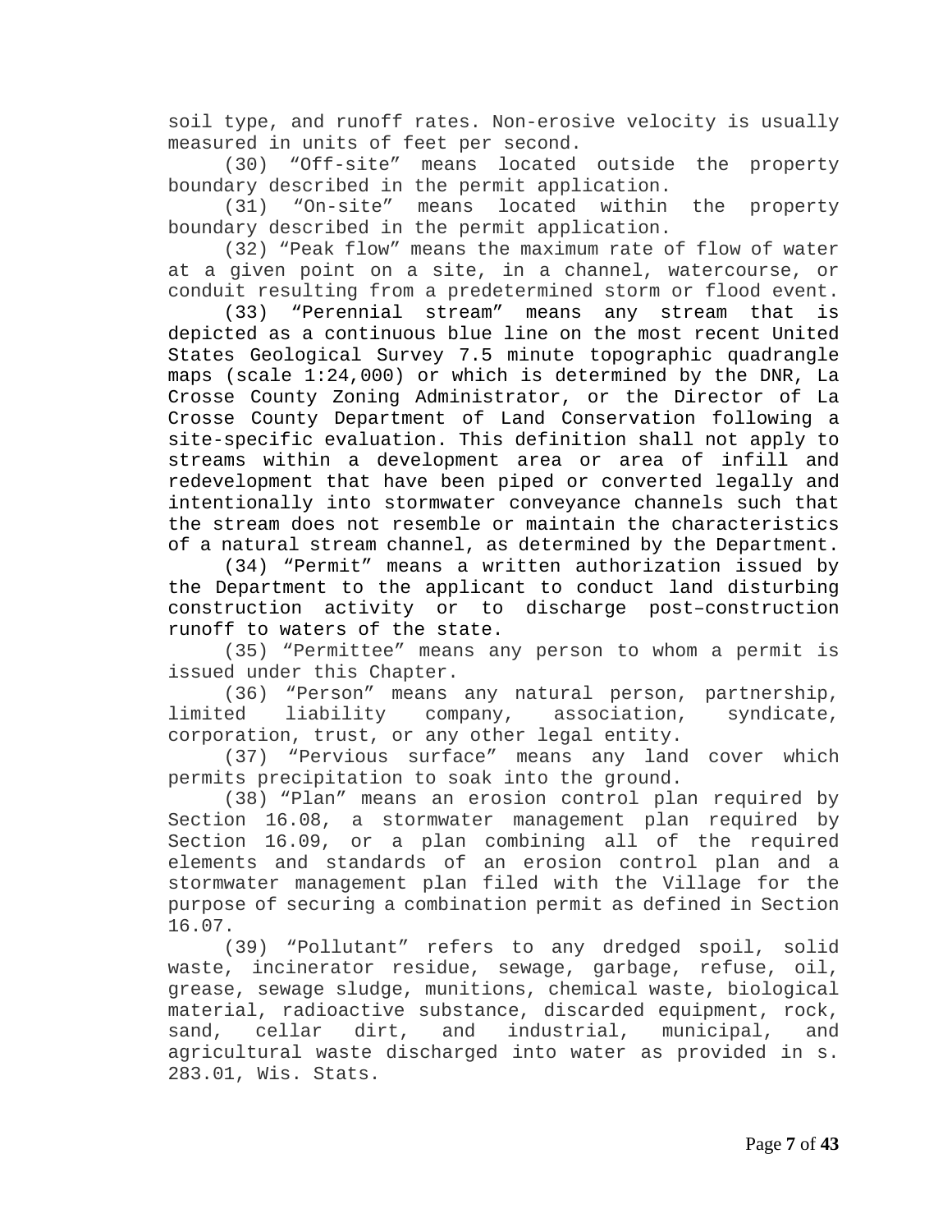soil type, and runoff rates. Non-erosive velocity is usually measured in units of feet per second.

(30) “Off-site” means located outside the property boundary described in the permit application.

(31) “On-site” means located within the property boundary described in the permit application.

(32) “Peak flow” means the maximum rate of flow of water at a given point on a site, in a channel, watercourse, or conduit resulting from a predetermined storm or flood event.

(33) “Perennial stream” means any stream that is depicted as a continuous blue line on the most recent United States Geological Survey 7.5 minute topographic quadrangle maps (scale 1:24,000) or which is determined by the DNR, La Crosse County Zoning Administrator, or the Director of La Crosse County Department of Land Conservation following a site-specific evaluation. This definition shall not apply to streams within a development area or area of infill and redevelopment that have been piped or converted legally and intentionally into stormwater conveyance channels such that the stream does not resemble or maintain the characteristics of a natural stream channel, as determined by the Department.

(34) “Permit” means a written authorization issued by the Department to the applicant to conduct land disturbing construction activity or to discharge post–construction runoff to waters of the state.

(35) “Permittee” means any person to whom a permit is issued under this Chapter.

(36) “Person” means any natural person, partnership, limited liability company, association, syndicate, corporation, trust, or any other legal entity.

(37) “Pervious surface” means any land cover which permits precipitation to soak into the ground.

(38) “Plan” means an erosion control plan required by Section 16.08, a stormwater management plan required by Section 16.09, or a plan combining all of the required elements and standards of an erosion control plan and a stormwater management plan filed with the Village for the purpose of securing a combination permit as defined in Section 16.07.

(39) “Pollutant” refers to any dredged spoil, solid waste, incinerator residue, sewage, garbage, refuse, oil, grease, sewage sludge, munitions, chemical waste, biological material, radioactive substance, discarded equipment, rock, sand, cellar dirt, and industrial, municipal, and agricultural waste discharged into water as provided in s. 283.01, Wis. Stats.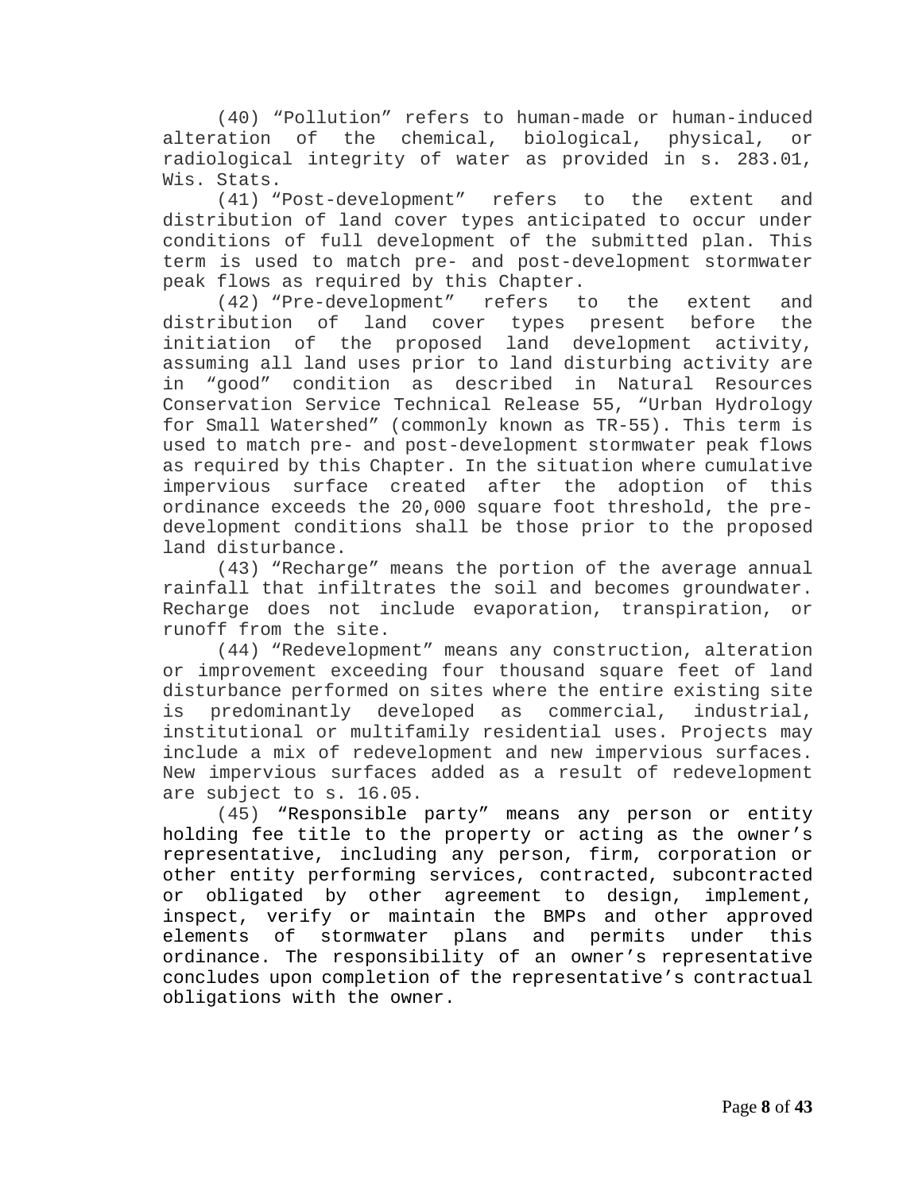(40) “Pollution” refers to human-made or human-induced alteration of the chemical, biological, physical, or radiological integrity of water as provided in s. 283.01, Wis. Stats.

(41) “Post-development” refers to the extent and distribution of land cover types anticipated to occur under conditions of full development of the submitted plan. This term is used to match pre- and post-development stormwater peak flows as required by this Chapter.

(42) “Pre-development” refers to the extent and distribution of land cover types present before the initiation of the proposed land development activity, assuming all land uses prior to land disturbing activity are in “good” condition as described in Natural Resources Conservation Service Technical Release 55, “Urban Hydrology for Small Watershed” (commonly known as TR-55). This term is used to match pre- and post-development stormwater peak flows as required by this Chapter. In the situation where cumulative impervious surface created after the adoption of this ordinance exceeds the 20,000 square foot threshold, the pre-development conditions shall be those prior to the proposed land disturbance.

(43) “Recharge” means the portion of the average annual rainfall that infiltrates the soil and becomes groundwater. Recharge does not include evaporation, transpiration, or runoff from the site.

(44) “Redevelopment” means any construction, alteration or improvement exceeding four thousand square feet of land disturbance performed on sites where the entire existing site is predominantly developed as commercial, industrial, institutional or multifamily residential uses. Projects may include a mix of redevelopment and new impervious surfaces. New impervious surfaces added as a result of redevelopment are subject to s. 16.05.

(45) “Responsible party” means any person or entity holding fee title to the property or acting as the owner’s representative, including any person, firm, corporation or other entity performing services, contracted, subcontracted or obligated by other agreement to design, implement, inspect, verify or maintain the BMPs and other approved elements of stormwater plans and permits under this ordinance. The responsibility of an owner’s representative concludes upon completion of the representative’s contractual obligations with the owner.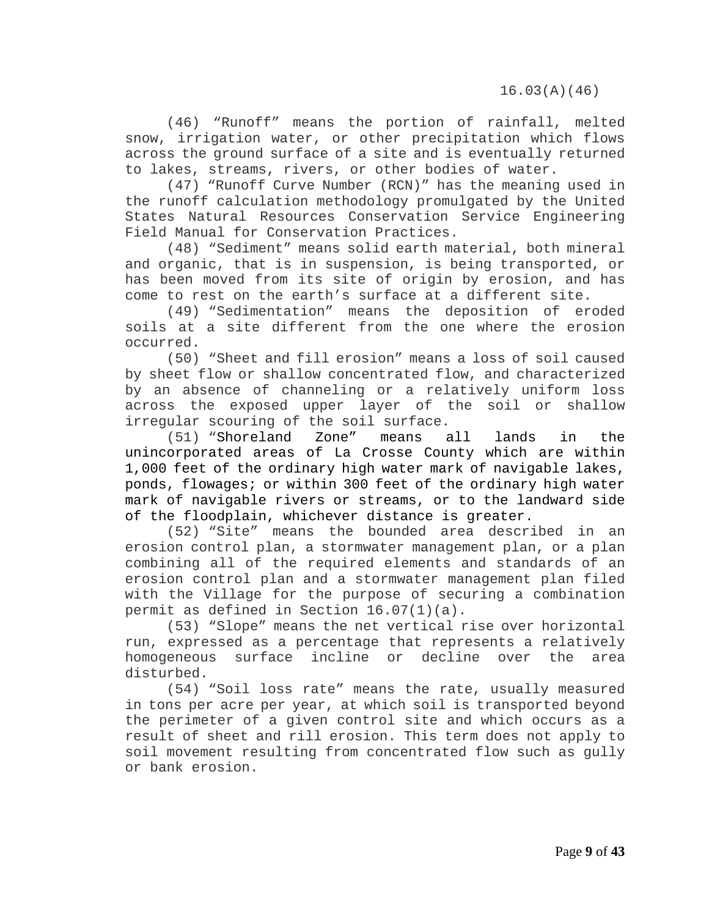(46) "Runoff" means the portion of rainfall, melted snow, irrigation water, or other precipitation which flows across the ground surface of a site and is eventually returned to lakes, streams, rivers, or other bodies of water.

(47) "Runoff Curve Number (RCN)" has the meaning used in the runoff calculation methodology promulgated by the United States Natural Resources Conservation Service Engineering Field Manual for Conservation Practices.

(48) "Sediment" means solid earth material, both mineral and organic, that is in suspension, is being transported, or has been moved from its site of origin by erosion, and has come to rest on the earth's surface at a different site.

(49) "Sedimentation" means the deposition of eroded soils at a site different from the one where the erosion occurred.

(50) "Sheet and fill erosion" means a loss of soil caused by sheet flow or shallow concentrated flow, and characterized by an absence of channeling or a relatively uniform loss across the exposed upper layer of the soil or shallow irregular scouring of the soil surface.

(51) "Shoreland Zone" means all lands in the unincorporated areas of La Crosse County which are within 1,000 feet of the ordinary high water mark of navigable lakes, ponds, flowages; or within 300 feet of the ordinary high water mark of navigable rivers or streams, or to the landward side of the floodplain, whichever distance is greater.

(52) "Site" means the bounded area described in an erosion control plan, a stormwater management plan, or a plan combining all of the required elements and standards of an erosion control plan and a stormwater management plan filed with the Village for the purpose of securing a combination permit as defined in Section 16.07(1)(a).

(53) "Slope" means the net vertical rise over horizontal run, expressed as a percentage that represents a relatively homogeneous surface incline or decline over the area disturbed.

(54) "Soil loss rate" means the rate, usually measured in tons per acre per year, at which soil is transported beyond the perimeter of a given control site and which occurs as a result of sheet and rill erosion. This term does not apply to soil movement resulting from concentrated flow such as gully or bank erosion.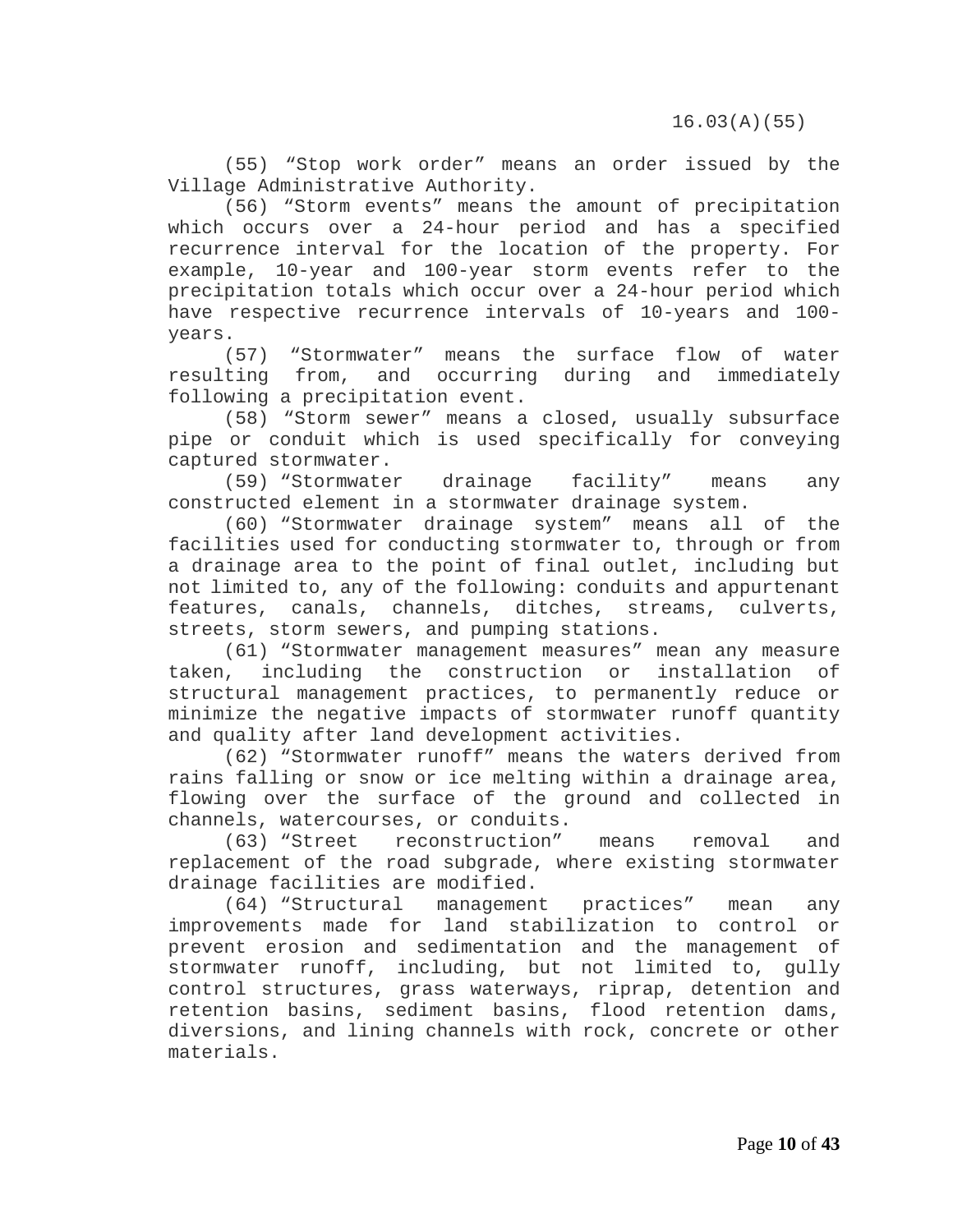(55) “Stop work order” means an order issued by the Village Administrative Authority.

(56) “Storm events” means the amount of precipitation which occurs over a 24-hour period and has a specified recurrence interval for the location of the property. For example, 10-year and 100-year storm events refer to the precipitation totals which occur over a 24-hour period which have respective recurrence intervals of 10-years and 100-years.

(57) “Stormwater” means the surface flow of water resulting from, and occurring during and immediately following a precipitation event.

(58) “Storm sewer” means a closed, usually subsurface pipe or conduit which is used specifically for conveying captured stormwater.

(59) “Stormwater drainage facility” means any constructed element in a stormwater drainage system.

(60) “Stormwater drainage system” means all of the facilities used for conducting stormwater to, through or from a drainage area to the point of final outlet, including but not limited to, any of the following: conduits and appurtenant features, canals, channels, ditches, streams, culverts, streets, storm sewers, and pumping stations.

(61) “Stormwater management measures” mean any measure taken, including the construction or installation of structural management practices, to permanently reduce or minimize the negative impacts of stormwater runoff quantity and quality after land development activities.

(62) “Stormwater runoff” means the waters derived from rains falling or snow or ice melting within a drainage area, flowing over the surface of the ground and collected in channels, watercourses, or conduits.

(63) “Street reconstruction” means removal and replacement of the road subgrade, where existing stormwater drainage facilities are modified.

(64) “Structural management practices” mean any improvements made for land stabilization to control or prevent erosion and sedimentation and the management of stormwater runoff, including, but not limited to, gully control structures, grass waterways, riprap, detention and retention basins, sediment basins, flood retention dams, diversions, and lining channels with rock, concrete or other materials.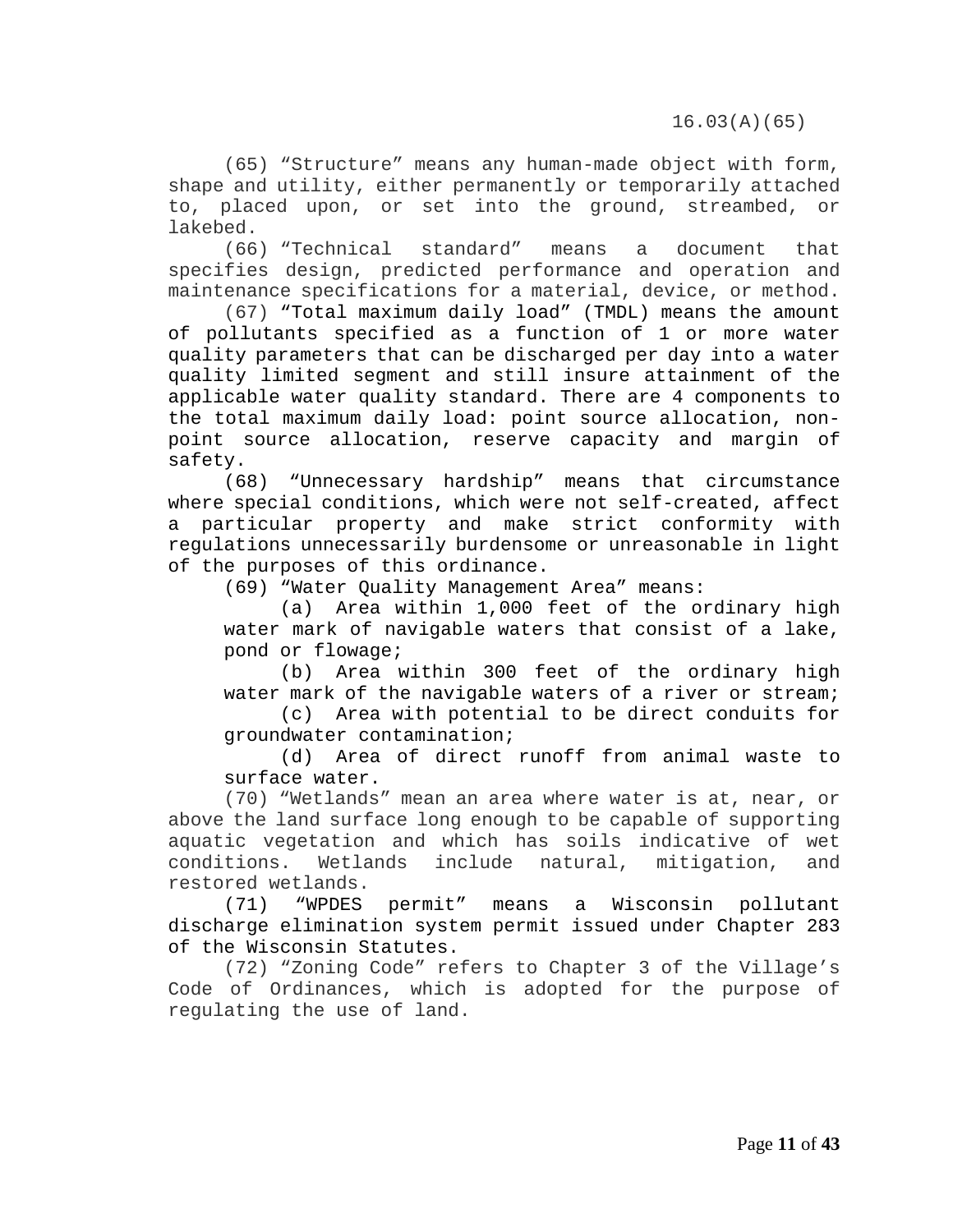(65) "Structure" means any human-made object with form, shape and utility, either permanently or temporarily attached to, placed upon, or set into the ground, streambed, or lakebed.

(66) "Technical standard" means a document that specifies design, predicted performance and operation and maintenance specifications for a material, device, or method.

(67) "Total maximum daily load" (TMDL) means the amount of pollutants specified as a function of 1 or more water quality parameters that can be discharged per day into a water quality limited segment and still insure attainment of the applicable water quality standard. There are 4 components to the total maximum daily load: point source allocation, non-point source allocation, reserve capacity and margin of safety.

(68) "Unnecessary hardship" means that circumstance where special conditions, which were not self-created, affect a particular property and make strict conformity with regulations unnecessarily burdensome or unreasonable in light of the purposes of this ordinance.

(69) "Water Quality Management Area" means:

(a) Area within 1,000 feet of the ordinary high water mark of navigable waters that consist of a lake, pond or flowage;

(b) Area within 300 feet of the ordinary high water mark of the navigable waters of a river or stream;

(c) Area with potential to be direct conduits for groundwater contamination;

(d) Area of direct runoff from animal waste to surface water.

(70) "Wetlands" mean an area where water is at, near, or above the land surface long enough to be capable of supporting aquatic vegetation and which has soils indicative of wet conditions. Wetlands include natural, mitigation, and restored wetlands.

(71) "WPDES permit" means a Wisconsin pollutant discharge elimination system permit issued under Chapter 283 of the Wisconsin Statutes.

(72) "Zoning Code" refers to Chapter 3 of the Village's Code of Ordinances, which is adopted for the purpose of regulating the use of land.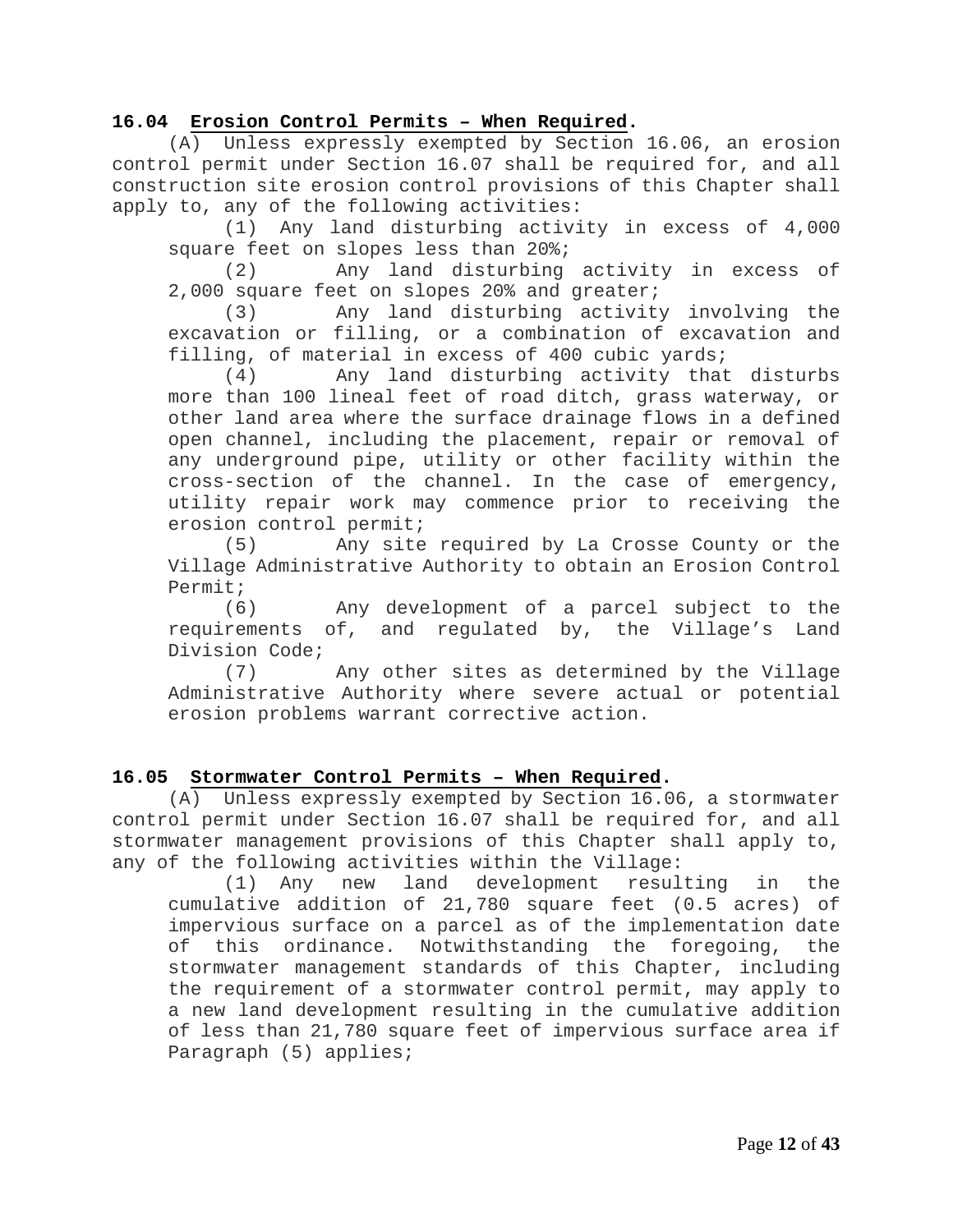### 16.04 Erosion Control Permits – When Required.

(A) Unless expressly exempted by Section 16.06, an erosion control permit under Section 16.07 shall be required for, and all construction site erosion control provisions of this Chapter shall apply to, any of the following activities:

(1) Any land disturbing activity in excess of 4,000 square feet on slopes less than 20%;

(2) Any land disturbing activity in excess of 2,000 square feet on slopes 20% and greater;

(3) Any land disturbing activity involving the excavation or filling, or a combination of excavation and filling, of material in excess of 400 cubic yards;

(4) Any land disturbing activity that disturbs more than 100 lineal feet of road ditch, grass waterway, or other land area where the surface drainage flows in a defined open channel, including the placement, repair or removal of any underground pipe, utility or other facility within the cross-section of the channel. In the case of emergency, utility repair work may commence prior to receiving the erosion control permit;

(5) Any site required by La Crosse County or the Village Administrative Authority to obtain an Erosion Control Permit;

(6) Any development of a parcel subject to the requirements of, and regulated by, the Village's Land Division Code;

(7) Any other sites as determined by the Village Administrative Authority where severe actual or potential erosion problems warrant corrective action.

### 16.05 Stormwater Control Permits – When Required.

(A) Unless expressly exempted by Section 16.06, a stormwater control permit under Section 16.07 shall be required for, and all stormwater management provisions of this Chapter shall apply to, any of the following activities within the Village:

(1) Any new land development resulting in the cumulative addition of 21,780 square feet (0.5 acres) of impervious surface on a parcel as of the implementation date of this ordinance. Notwithstanding the foregoing, the stormwater management standards of this Chapter, including the requirement of a stormwater control permit, may apply to a new land development resulting in the cumulative addition of less than 21,780 square feet of impervious surface area if Paragraph (5) applies;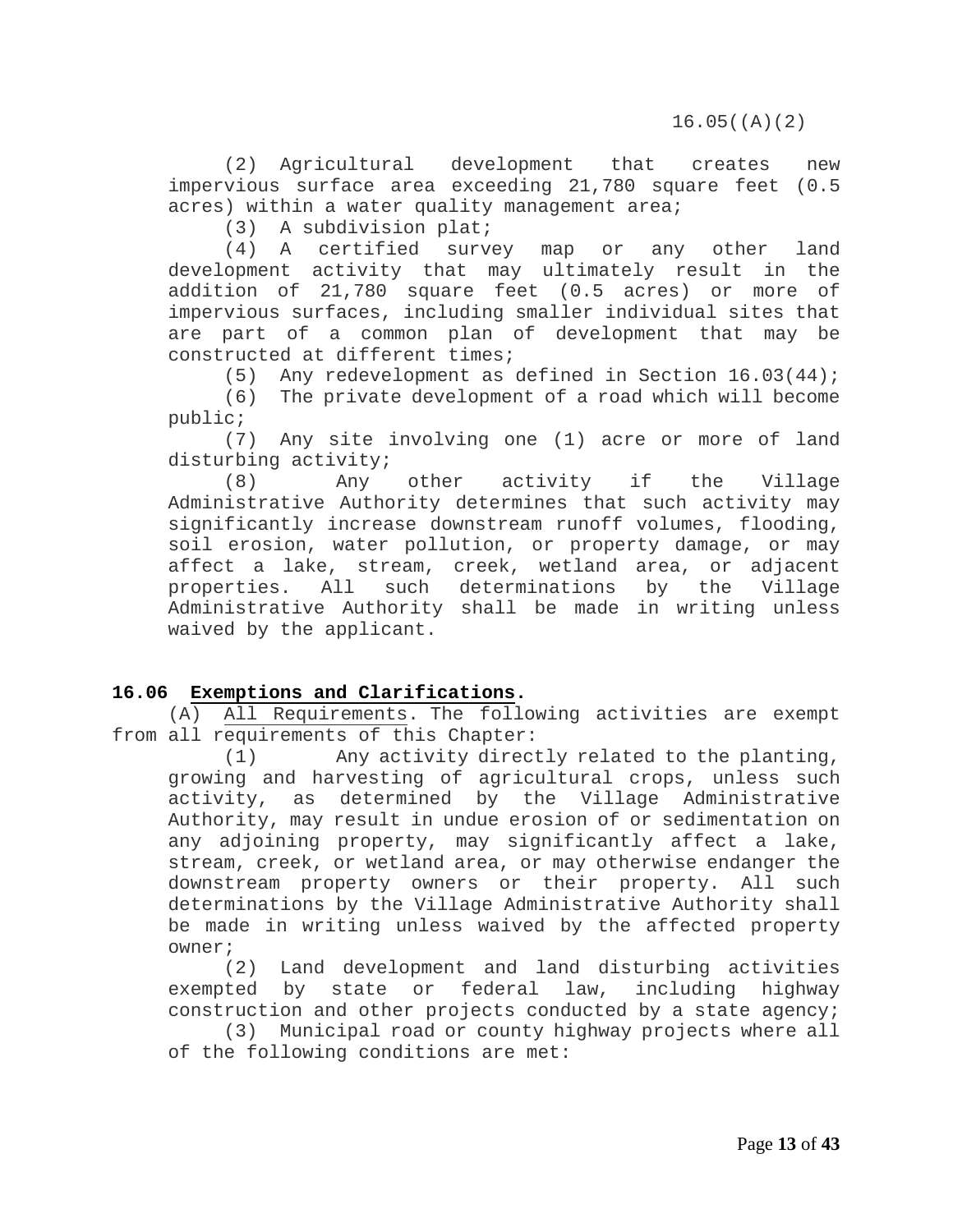(2) Agricultural development that creates new impervious surface area exceeding 21,780 square feet (0.5 acres) within a water quality management area;

(3) A subdivision plat;

(4) A certified survey map or any other land development activity that may ultimately result in the addition of 21,780 square feet (0.5 acres) or more of impervious surfaces, including smaller individual sites that are part of a common plan of development that may be constructed at different times;

(5) Any redevelopment as defined in Section 16.03(44);

(6) The private development of a road which will become public;

(7) Any site involving one (1) acre or more of land disturbing activity;

(8) Any other activity if the Village Administrative Authority determines that such activity may significantly increase downstream runoff volumes, flooding, soil erosion, water pollution, or property damage, or may affect a lake, stream, creek, wetland area, or adjacent properties. All such determinations by the Village Administrative Authority shall be made in writing unless waived by the applicant.

## 16.06 Exemptions and Clarifications.

(A) All Requirements. The following activities are exempt from all requirements of this Chapter:

(1) Any activity directly related to the planting, growing and harvesting of agricultural crops, unless such activity, as determined by the Village Administrative Authority, may result in undue erosion of or sedimentation on any adjoining property, may significantly affect a lake, stream, creek, or wetland area, or may otherwise endanger the downstream property owners or their property. All such determinations by the Village Administrative Authority shall be made in writing unless waived by the affected property owner;

(2) Land development and land disturbing activities exempted by state or federal law, including highway construction and other projects conducted by a state agency;

(3) Municipal road or county highway projects where all of the following conditions are met: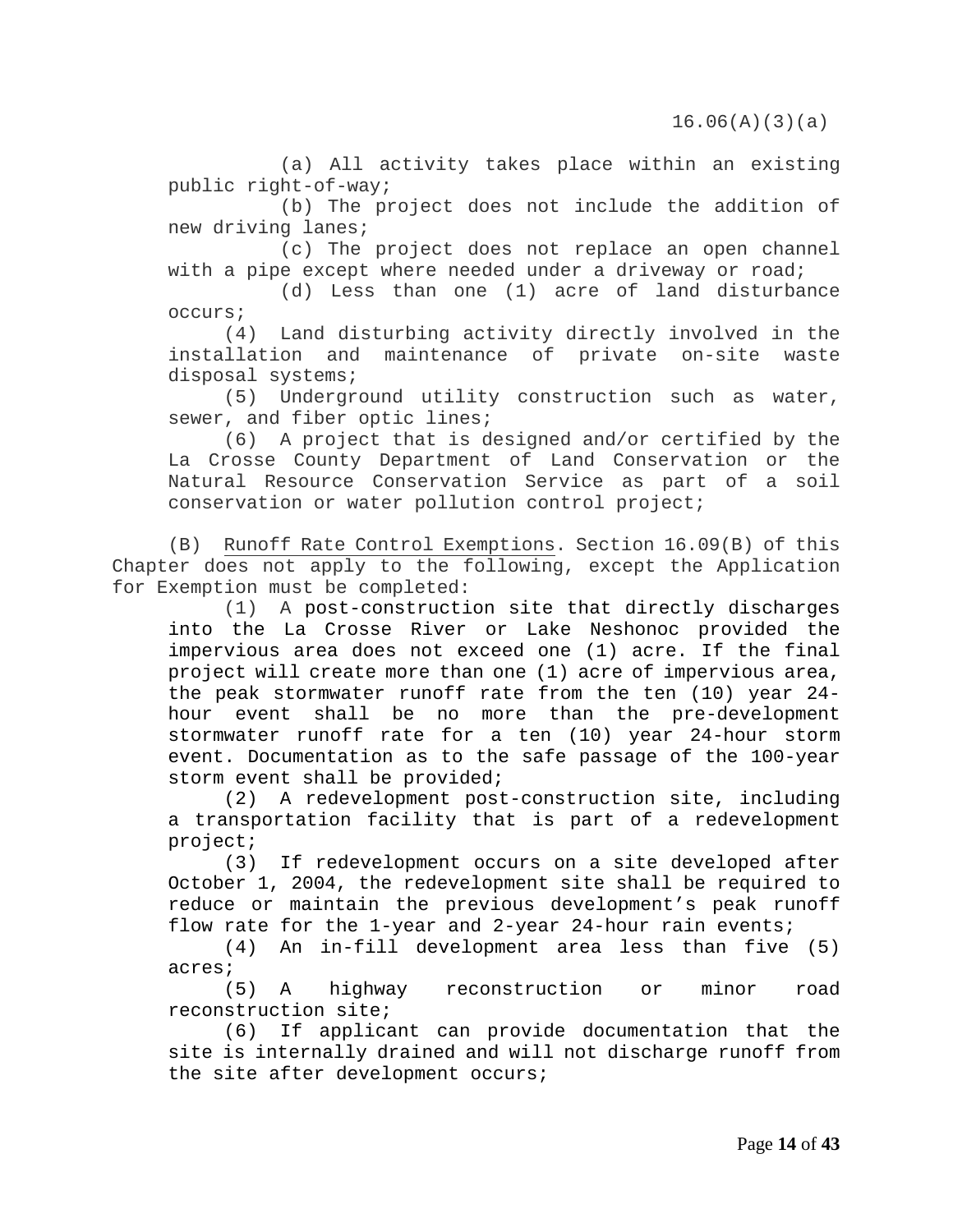(a) All activity takes place within an existing public right-of-way;

(b) The project does not include the addition of new driving lanes;

(c) The project does not replace an open channel with a pipe except where needed under a driveway or road;

(d) Less than one (1) acre of land disturbance occurs;

(4) Land disturbing activity directly involved in the installation and maintenance of private on-site waste disposal systems;

(5) Underground utility construction such as water, sewer, and fiber optic lines;

(6) A project that is designed and/or certified by the La Crosse County Department of Land Conservation or the Natural Resource Conservation Service as part of a soil conservation or water pollution control project;

(B) Runoff Rate Control Exemptions. Section 16.09(B) of this Chapter does not apply to the following, except the Application for Exemption must be completed:

(1) A post-construction site that directly discharges into the La Crosse River or Lake Neshonoc provided the impervious area does not exceed one (1) acre. If the final project will create more than one (1) acre of impervious area, the peak stormwater runoff rate from the ten (10) year 24-hour event shall be no more than the pre-development stormwater runoff rate for a ten (10) year 24-hour storm event. Documentation as to the safe passage of the 100-year storm event shall be provided;

(2) A redevelopment post-construction site, including a transportation facility that is part of a redevelopment project;

(3) If redevelopment occurs on a site developed after October 1, 2004, the redevelopment site shall be required to reduce or maintain the previous development's peak runoff flow rate for the 1-year and 2-year 24-hour rain events;

(4) An in-fill development area less than five (5) acres;

(5) A highway reconstruction or minor road reconstruction site;

(6) If applicant can provide documentation that the site is internally drained and will not discharge runoff from the site after development occurs;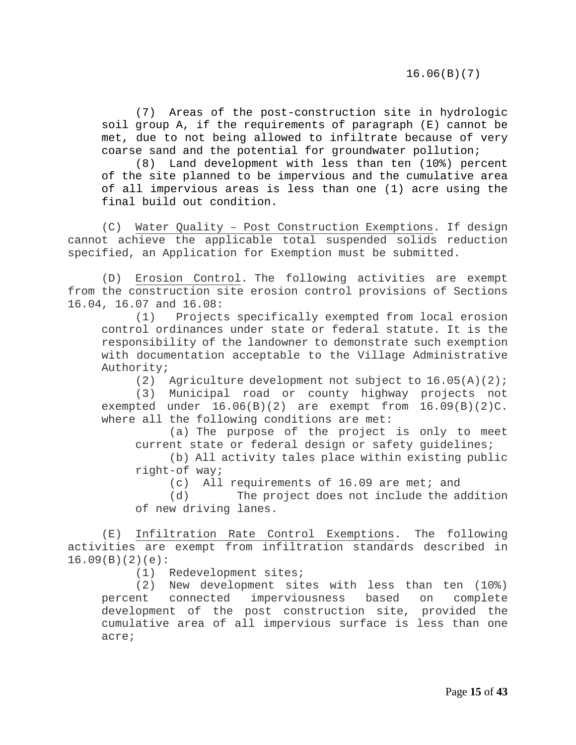(7) Areas of the post-construction site in hydrologic soil group A, if the requirements of paragraph (E) cannot be met, due to not being allowed to infiltrate because of very coarse sand and the potential for groundwater pollution;

(8) Land development with less than ten (10%) percent of the site planned to be impervious and the cumulative area of all impervious areas is less than one (1) acre using the final build out condition.

(C) Water Quality – Post Construction Exemptions. If design cannot achieve the applicable total suspended solids reduction specified, an Application for Exemption must be submitted.

(D) Erosion Control. The following activities are exempt from the construction site erosion control provisions of Sections 16.04, 16.07 and 16.08:

(1) Projects specifically exempted from local erosion control ordinances under state or federal statute. It is the responsibility of the landowner to demonstrate such exemption with documentation acceptable to the Village Administrative Authority;

(2) Agriculture development not subject to 16.05(A)(2);

(3) Municipal road or county highway projects not exempted under 16.06(B)(2) are exempt from 16.09(B)(2)C. where all the following conditions are met:

(a) The purpose of the project is only to meet current state or federal design or safety guidelines;

(b) All activity tales place within existing public right-of way;

(c) All requirements of 16.09 are met; and

(d) The project does not include the addition of new driving lanes.

(E) Infiltration Rate Control Exemptions. The following activities are exempt from infiltration standards described in 16.09(B)(2)(e):

(1) Redevelopment sites;

(2) New development sites with less than ten (10%) percent connected imperviousness based on complete development of the post construction site, provided the cumulative area of all impervious surface is less than one acre;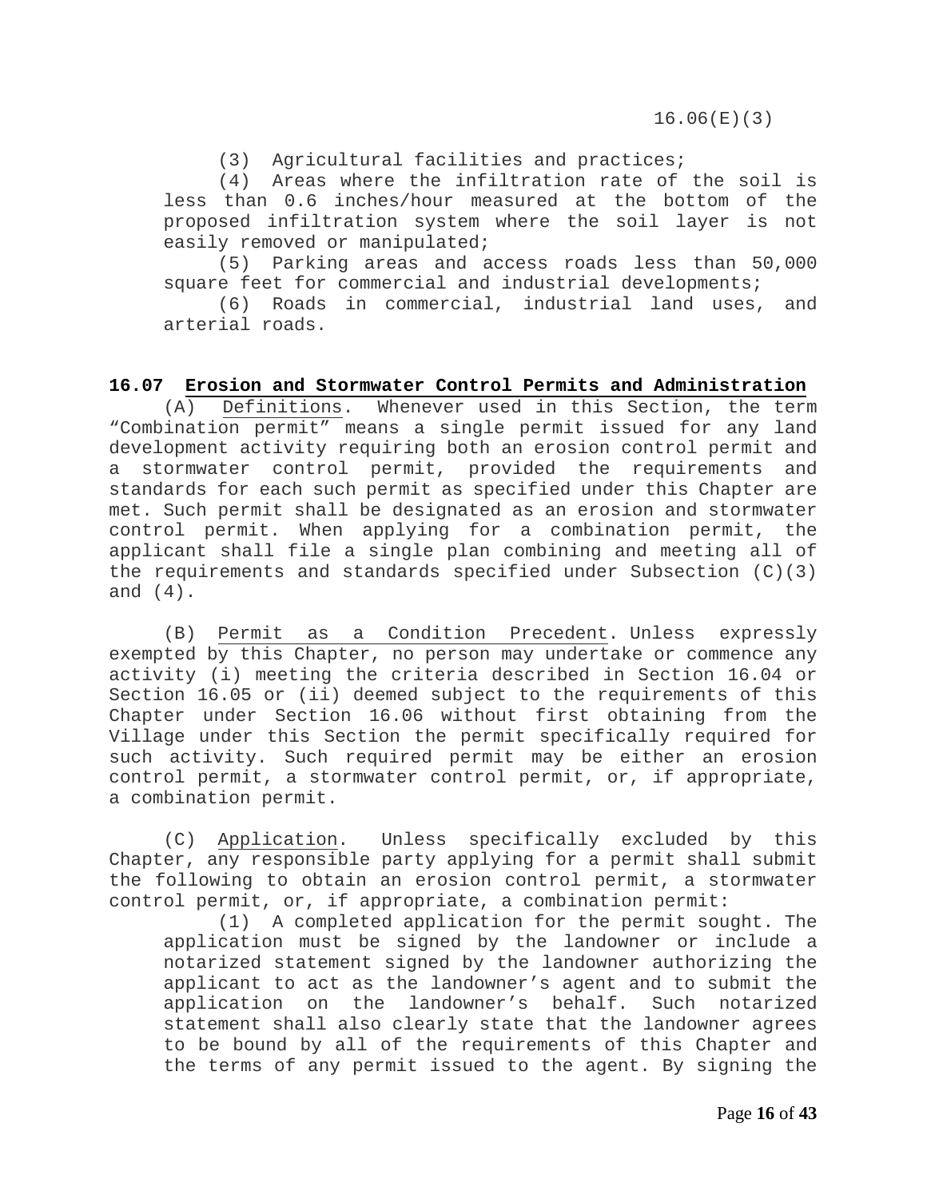(3) Agricultural facilities and practices;

(4) Areas where the infiltration rate of the soil is less than 0.6 inches/hour measured at the bottom of the proposed infiltration system where the soil layer is not easily removed or manipulated;

(5) Parking areas and access roads less than 50,000 square feet for commercial and industrial developments;

(6) Roads in commercial, industrial land uses, and arterial roads.

## 16.07 Erosion and Stormwater Control Permits and Administration

(A) Definitions. Whenever used in this Section, the term "Combination permit" means a single permit issued for any land development activity requiring both an erosion control permit and a stormwater control permit, provided the requirements and standards for each such permit as specified under this Chapter are met. Such permit shall be designated as an erosion and stormwater control permit. When applying for a combination permit, the applicant shall file a single plan combining and meeting all of the requirements and standards specified under Subsection (C)(3) and (4).

(B) Permit as a Condition Precedent. Unless expressly exempted by this Chapter, no person may undertake or commence any activity (i) meeting the criteria described in Section 16.04 or Section 16.05 or (ii) deemed subject to the requirements of this Chapter under Section 16.06 without first obtaining from the Village under this Section the permit specifically required for such activity. Such required permit may be either an erosion control permit, a stormwater control permit, or, if appropriate, a combination permit.

(C) Application. Unless specifically excluded by this Chapter, any responsible party applying for a permit shall submit the following to obtain an erosion control permit, a stormwater control permit, or, if appropriate, a combination permit:

(1) A completed application for the permit sought. The application must be signed by the landowner or include a notarized statement signed by the landowner authorizing the applicant to act as the landowner's agent and to submit the application on the landowner's behalf. Such notarized statement shall also clearly state that the landowner agrees to be bound by all of the requirements of this Chapter and the terms of any permit issued to the agent. By signing the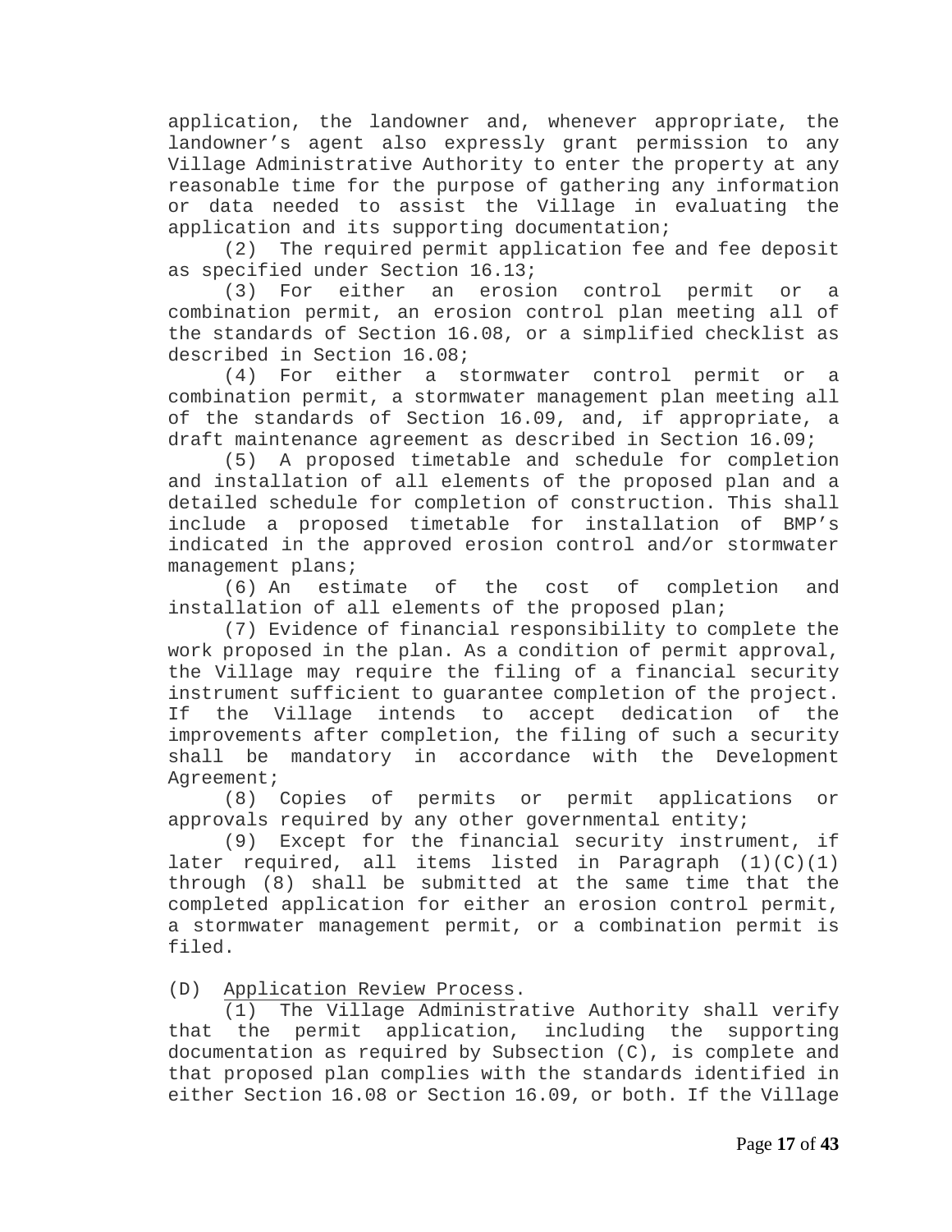application, the landowner and, whenever appropriate, the landowner's agent also expressly grant permission to any Village Administrative Authority to enter the property at any reasonable time for the purpose of gathering any information or data needed to assist the Village in evaluating the application and its supporting documentation;

(2) The required permit application fee and fee deposit as specified under Section 16.13;

(3) For either an erosion control permit or a combination permit, an erosion control plan meeting all of the standards of Section 16.08, or a simplified checklist as described in Section 16.08;

(4) For either a stormwater control permit or a combination permit, a stormwater management plan meeting all of the standards of Section 16.09, and, if appropriate, a draft maintenance agreement as described in Section 16.09;

(5) A proposed timetable and schedule for completion and installation of all elements of the proposed plan and a detailed schedule for completion of construction. This shall include a proposed timetable for installation of BMP's indicated in the approved erosion control and/or stormwater management plans;

(6) An estimate of the cost of completion and installation of all elements of the proposed plan;

(7) Evidence of financial responsibility to complete the work proposed in the plan. As a condition of permit approval, the Village may require the filing of a financial security instrument sufficient to guarantee completion of the project. If the Village intends to accept dedication of the improvements after completion, the filing of such a security shall be mandatory in accordance with the Development Agreement;

(8) Copies of permits or permit applications or approvals required by any other governmental entity;

(9) Except for the financial security instrument, if later required, all items listed in Paragraph (1)(C)(1) through (8) shall be submitted at the same time that the completed application for either an erosion control permit, a stormwater management permit, or a combination permit is filed.

(D) <u>Application Review Process</u>.

(1) The Village Administrative Authority shall verify that the permit application, including the supporting documentation as required by Subsection (C), is complete and that proposed plan complies with the standards identified in either Section 16.08 or Section 16.09, or both. If the Village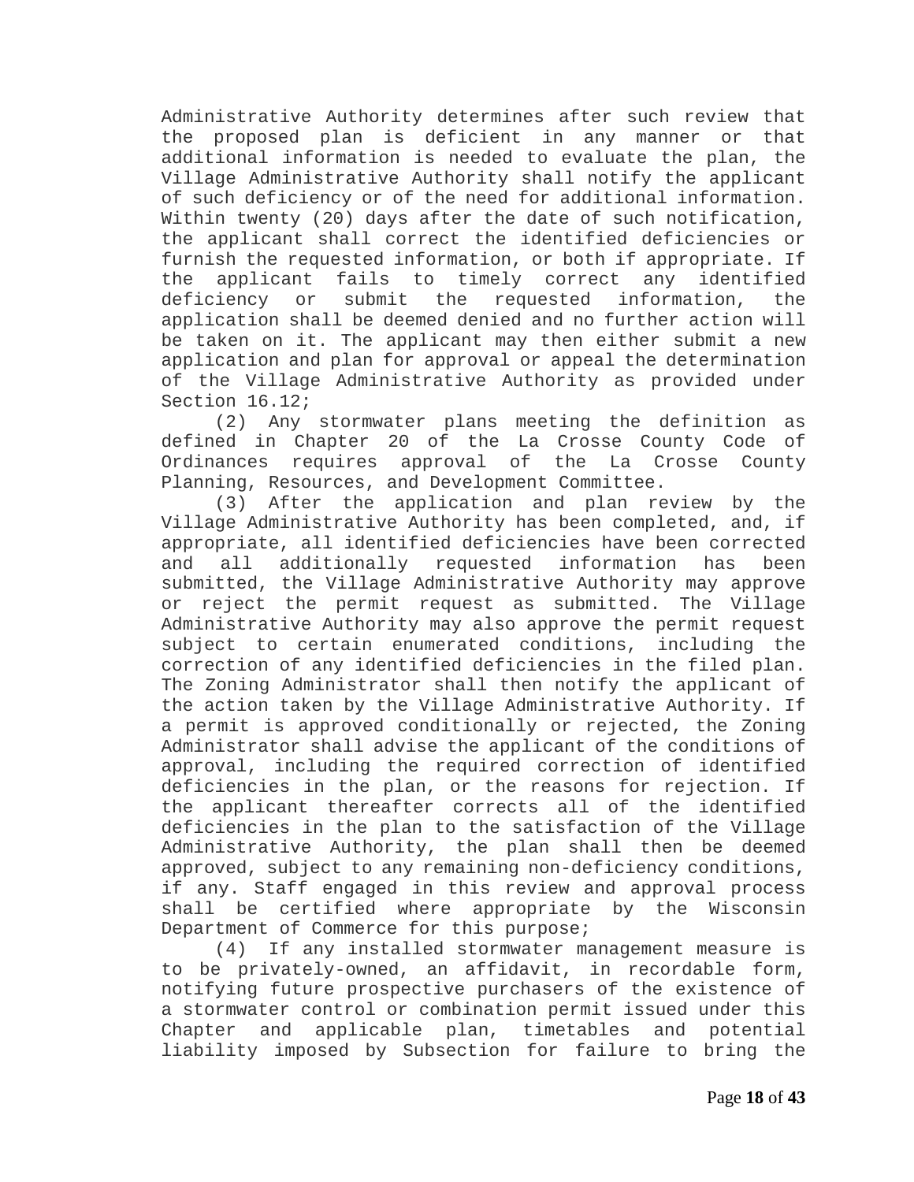Administrative Authority determines after such review that the proposed plan is deficient in any manner or that additional information is needed to evaluate the plan, the Village Administrative Authority shall notify the applicant of such deficiency or of the need for additional information. Within twenty (20) days after the date of such notification, the applicant shall correct the identified deficiencies or furnish the requested information, or both if appropriate. If the applicant fails to timely correct any identified deficiency or submit the requested information, the application shall be deemed denied and no further action will be taken on it. The applicant may then either submit a new application and plan for approval or appeal the determination of the Village Administrative Authority as provided under Section 16.12;

(2) Any stormwater plans meeting the definition as defined in Chapter 20 of the La Crosse County Code of Ordinances requires approval of the La Crosse County Planning, Resources, and Development Committee.

(3) After the application and plan review by the Village Administrative Authority has been completed, and, if appropriate, all identified deficiencies have been corrected and all additionally requested information has been submitted, the Village Administrative Authority may approve or reject the permit request as submitted. The Village Administrative Authority may also approve the permit request subject to certain enumerated conditions, including the correction of any identified deficiencies in the filed plan. The Zoning Administrator shall then notify the applicant of the action taken by the Village Administrative Authority. If a permit is approved conditionally or rejected, the Zoning Administrator shall advise the applicant of the conditions of approval, including the required correction of identified deficiencies in the plan, or the reasons for rejection. If the applicant thereafter corrects all of the identified deficiencies in the plan to the satisfaction of the Village Administrative Authority, the plan shall then be deemed approved, subject to any remaining non-deficiency conditions, if any. Staff engaged in this review and approval process shall be certified where appropriate by the Wisconsin Department of Commerce for this purpose;

(4) If any installed stormwater management measure is to be privately-owned, an affidavit, in recordable form, notifying future prospective purchasers of the existence of a stormwater control or combination permit issued under this Chapter and applicable plan, timetables and potential liability imposed by Subsection for failure to bring the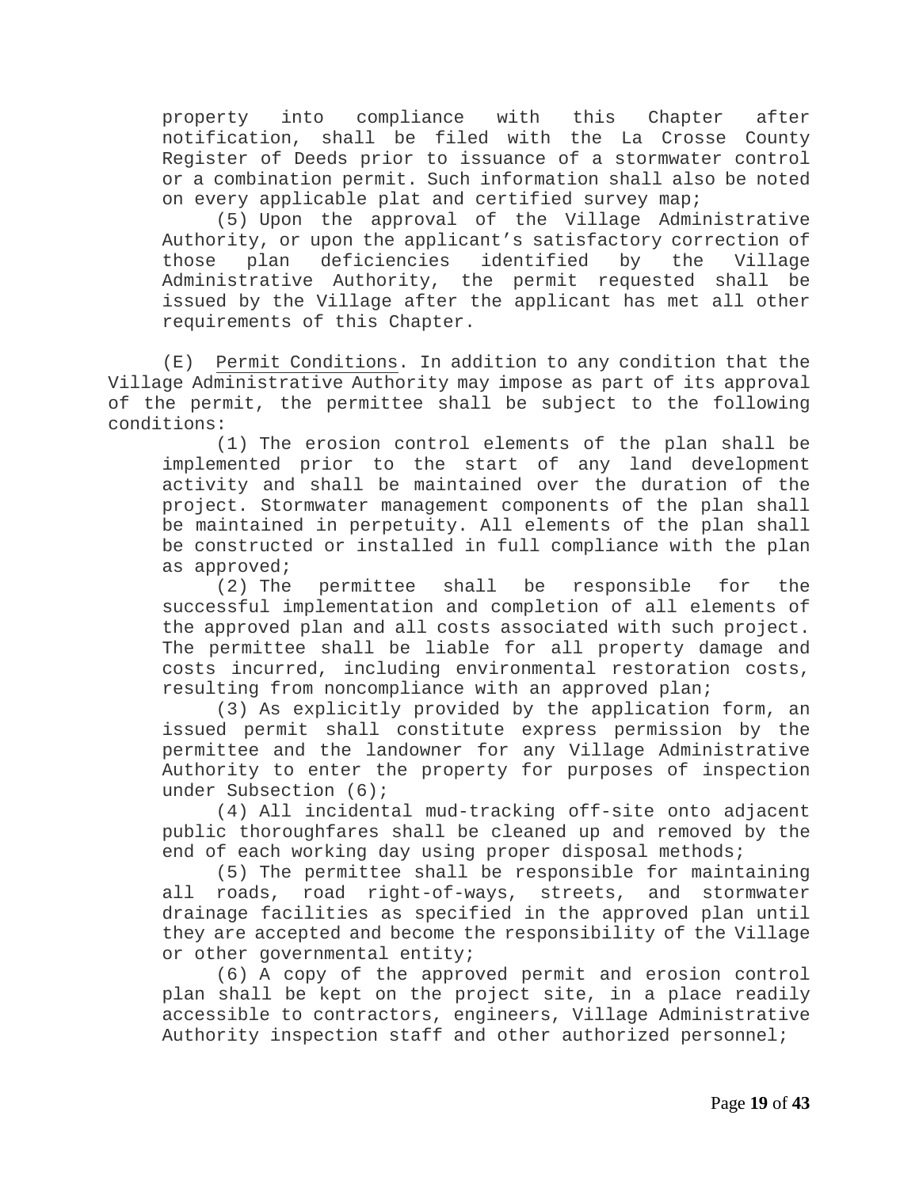property into compliance with this Chapter after notification, shall be filed with the La Crosse County Register of Deeds prior to issuance of a stormwater control or a combination permit. Such information shall also be noted on every applicable plat and certified survey map;

(5) Upon the approval of the Village Administrative Authority, or upon the applicant's satisfactory correction of those plan deficiencies identified by the Village Administrative Authority, the permit requested shall be issued by the Village after the applicant has met all other requirements of this Chapter.

(E) Permit Conditions. In addition to any condition that the Village Administrative Authority may impose as part of its approval of the permit, the permittee shall be subject to the following conditions:

(1) The erosion control elements of the plan shall be implemented prior to the start of any land development activity and shall be maintained over the duration of the project. Stormwater management components of the plan shall be maintained in perpetuity. All elements of the plan shall be constructed or installed in full compliance with the plan as approved;

(2) The permittee shall be responsible for the successful implementation and completion of all elements of the approved plan and all costs associated with such project. The permittee shall be liable for all property damage and costs incurred, including environmental restoration costs, resulting from noncompliance with an approved plan;

(3) As explicitly provided by the application form, an issued permit shall constitute express permission by the permittee and the landowner for any Village Administrative Authority to enter the property for purposes of inspection under Subsection (6);

(4) All incidental mud-tracking off-site onto adjacent public thoroughfares shall be cleaned up and removed by the end of each working day using proper disposal methods;

(5) The permittee shall be responsible for maintaining all roads, road right-of-ways, streets, and stormwater drainage facilities as specified in the approved plan until they are accepted and become the responsibility of the Village or other governmental entity;

(6) A copy of the approved permit and erosion control plan shall be kept on the project site, in a place readily accessible to contractors, engineers, Village Administrative Authority inspection staff and other authorized personnel;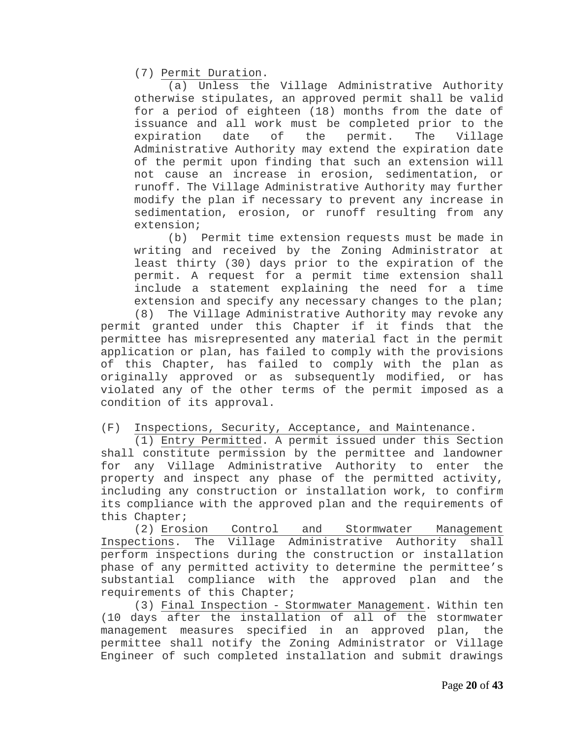(7) Permit Duration.

(a) Unless the Village Administrative Authority otherwise stipulates, an approved permit shall be valid for a period of eighteen (18) months from the date of issuance and all work must be completed prior to the expiration date of the permit. The Village Administrative Authority may extend the expiration date of the permit upon finding that such an extension will not cause an increase in erosion, sedimentation, or runoff. The Village Administrative Authority may further modify the plan if necessary to prevent any increase in sedimentation, erosion, or runoff resulting from any extension;

(b) Permit time extension requests must be made in writing and received by the Zoning Administrator at least thirty (30) days prior to the expiration of the permit. A request for a permit time extension shall include a statement explaining the need for a time extension and specify any necessary changes to the plan;

(8) The Village Administrative Authority may revoke any permit granted under this Chapter if it finds that the permittee has misrepresented any material fact in the permit application or plan, has failed to comply with the provisions of this Chapter, has failed to comply with the plan as originally approved or as subsequently modified, or has violated any of the other terms of the permit imposed as a condition of its approval.

(F) Inspections, Security, Acceptance, and Maintenance.

(1) Entry Permitted. A permit issued under this Section shall constitute permission by the permittee and landowner for any Village Administrative Authority to enter the property and inspect any phase of the permitted activity, including any construction or installation work, to confirm its compliance with the approved plan and the requirements of this Chapter;

(2) Erosion Control and Stormwater Management Inspections. The Village Administrative Authority shall perform inspections during the construction or installation phase of any permitted activity to determine the permittee's substantial compliance with the approved plan and the requirements of this Chapter;

(3) Final Inspection - Stormwater Management. Within ten (10 days after the installation of all of the stormwater management measures specified in an approved plan, the permittee shall notify the Zoning Administrator or Village Engineer of such completed installation and submit drawings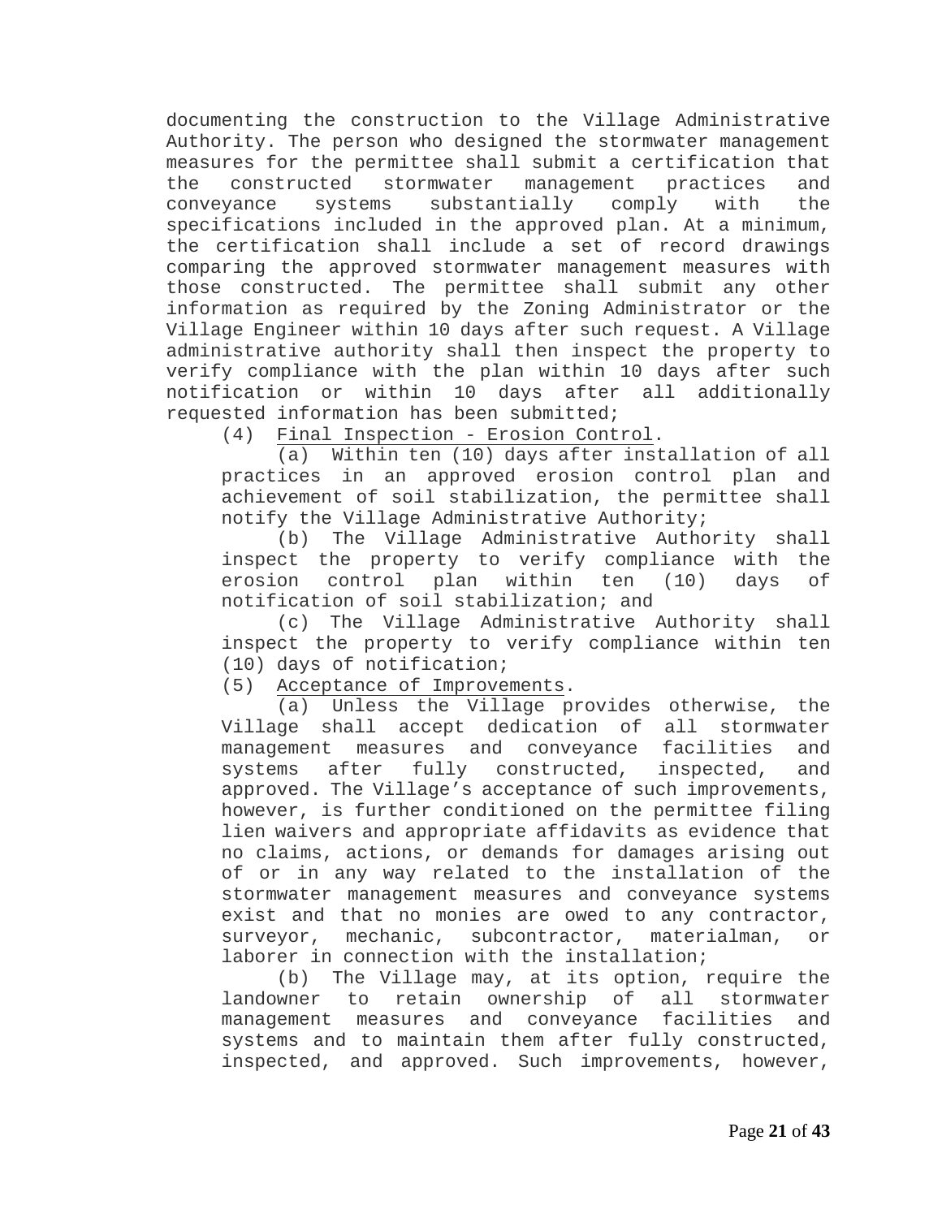documenting the construction to the Village Administrative Authority. The person who designed the stormwater management measures for the permittee shall submit a certification that the constructed stormwater management practices and conveyance systems substantially comply with the specifications included in the approved plan. At a minimum, the certification shall include a set of record drawings comparing the approved stormwater management measures with those constructed. The permittee shall submit any other information as required by the Zoning Administrator or the Village Engineer within 10 days after such request. A Village administrative authority shall then inspect the property to verify compliance with the plan within 10 days after such notification or within 10 days after all additionally requested information has been submitted;

(4) <u>Final Inspection - Erosion Control</u>.

(a) Within ten (10) days after installation of all practices in an approved erosion control plan and achievement of soil stabilization, the permittee shall notify the Village Administrative Authority;

(b) The Village Administrative Authority shall inspect the property to verify compliance with the erosion control plan within ten (10) days of notification of soil stabilization; and

(c) The Village Administrative Authority shall inspect the property to verify compliance within ten (10) days of notification;

(5) <u>Acceptance of Improvements</u>.

(a) Unless the Village provides otherwise, the Village shall accept dedication of all stormwater management measures and conveyance facilities and systems after fully constructed, inspected, and approved. The Village's acceptance of such improvements, however, is further conditioned on the permittee filing lien waivers and appropriate affidavits as evidence that no claims, actions, or demands for damages arising out of or in any way related to the installation of the stormwater management measures and conveyance systems exist and that no monies are owed to any contractor, surveyor, mechanic, subcontractor, materialman, or laborer in connection with the installation;

(b) The Village may, at its option, require the landowner to retain ownership of all stormwater management measures and conveyance facilities and systems and to maintain them after fully constructed, inspected, and approved. Such improvements, however,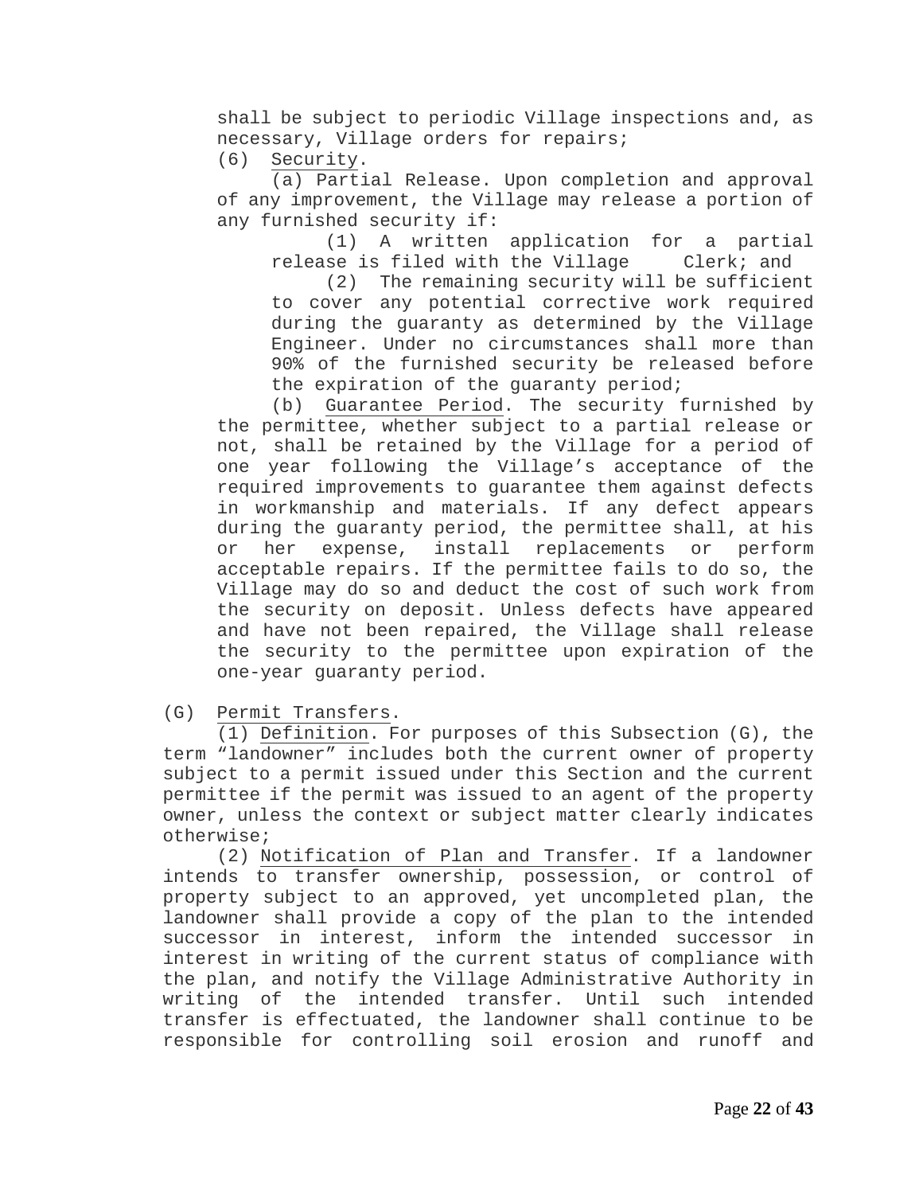shall be subject to periodic Village inspections and, as necessary, Village orders for repairs;

(6) Security.

(a) Partial Release. Upon completion and approval of any improvement, the Village may release a portion of any furnished security if:

(1) A written application for a partial release is filed with the Village Clerk; and

(2) The remaining security will be sufficient to cover any potential corrective work required during the guaranty as determined by the Village Engineer. Under no circumstances shall more than 90% of the furnished security be released before the expiration of the guaranty period;

(b) Guarantee Period. The security furnished by the permittee, whether subject to a partial release or not, shall be retained by the Village for a period of one year following the Village's acceptance of the required improvements to guarantee them against defects in workmanship and materials. If any defect appears during the guaranty period, the permittee shall, at his or her expense, install replacements or perform acceptable repairs. If the permittee fails to do so, the Village may do so and deduct the cost of such work from the security on deposit. Unless defects have appeared and have not been repaired, the Village shall release the security to the permittee upon expiration of the one-year guaranty period.

(G) Permit Transfers.

(1) Definition. For purposes of this Subsection (G), the term "landowner" includes both the current owner of property subject to a permit issued under this Section and the current permittee if the permit was issued to an agent of the property owner, unless the context or subject matter clearly indicates otherwise;

(2) Notification of Plan and Transfer. If a landowner intends to transfer ownership, possession, or control of property subject to an approved, yet uncompleted plan, the landowner shall provide a copy of the plan to the intended successor in interest, inform the intended successor in interest in writing of the current status of compliance with the plan, and notify the Village Administrative Authority in writing of the intended transfer. Until such intended transfer is effectuated, the landowner shall continue to be responsible for controlling soil erosion and runoff and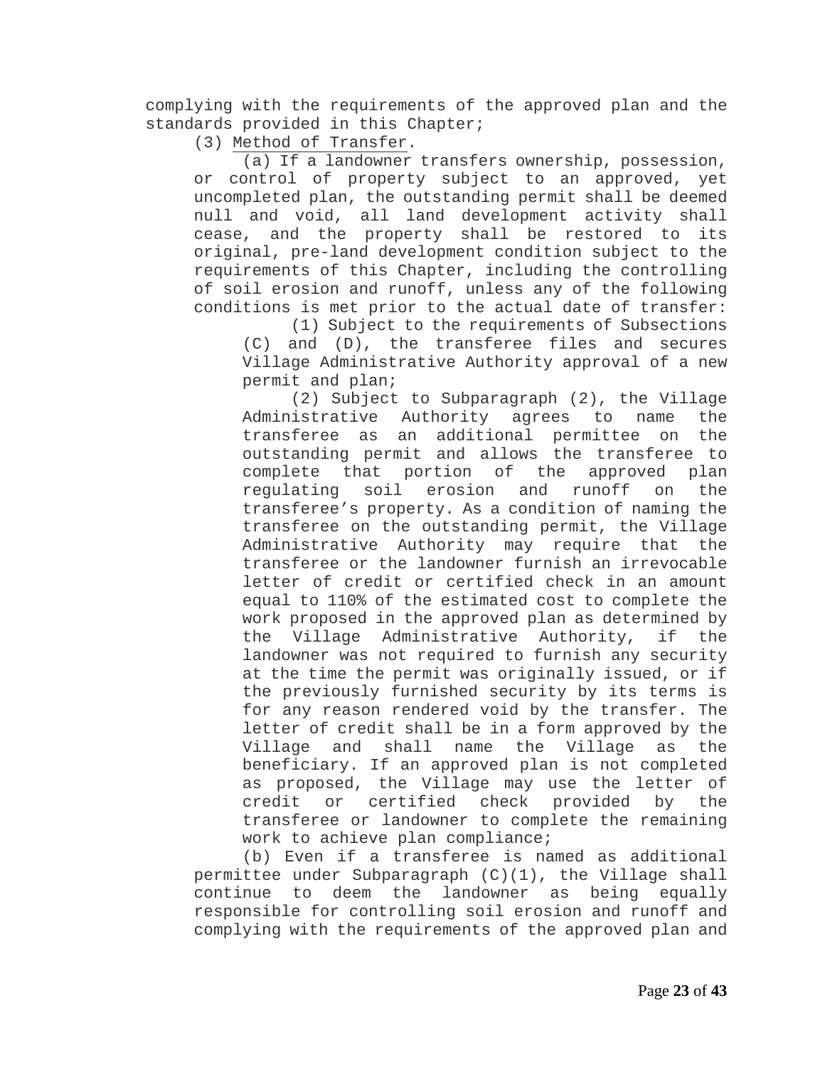complying with the requirements of the approved plan and the standards provided in this Chapter;

(3) Method of Transfer.

(a) If a landowner transfers ownership, possession, or control of property subject to an approved, yet uncompleted plan, the outstanding permit shall be deemed null and void, all land development activity shall cease, and the property shall be restored to its original, pre-land development condition subject to the requirements of this Chapter, including the controlling of soil erosion and runoff, unless any of the following conditions is met prior to the actual date of transfer:

(1) Subject to the requirements of Subsections (C) and (D), the transferee files and secures Village Administrative Authority approval of a new permit and plan;

(2) Subject to Subparagraph (2), the Village Administrative Authority agrees to name the transferee as an additional permittee on the outstanding permit and allows the transferee to complete that portion of the approved plan regulating soil erosion and runoff on the transferee's property. As a condition of naming the transferee on the outstanding permit, the Village Administrative Authority may require that the transferee or the landowner furnish an irrevocable letter of credit or certified check in an amount equal to 110% of the estimated cost to complete the work proposed in the approved plan as determined by the Village Administrative Authority, if the landowner was not required to furnish any security at the time the permit was originally issued, or if the previously furnished security by its terms is for any reason rendered void by the transfer. The letter of credit shall be in a form approved by the Village and shall name the Village as the beneficiary. If an approved plan is not completed as proposed, the Village may use the letter of credit or certified check provided by the transferee or landowner to complete the remaining work to achieve plan compliance;

(b) Even if a transferee is named as additional permittee under Subparagraph (C)(1), the Village shall continue to deem the landowner as being equally responsible for controlling soil erosion and runoff and complying with the requirements of the approved plan and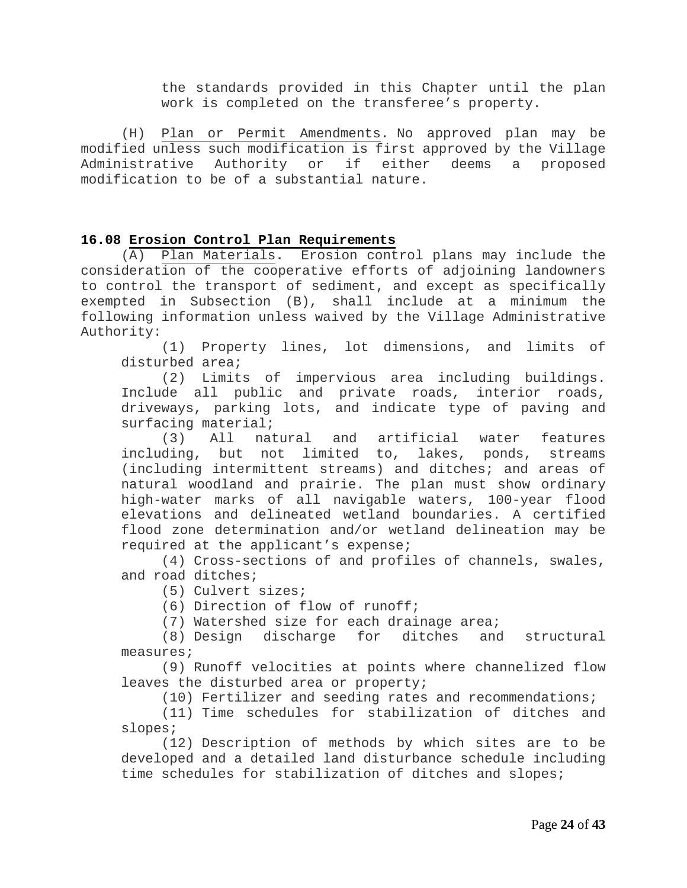the standards provided in this Chapter until the plan work is completed on the transferee's property.

(H) Plan or Permit Amendments. No approved plan may be modified unless such modification is first approved by the Village Administrative Authority or if either deems a proposed modification to be of a substantial nature.

## 16.08 Erosion Control Plan Requirements

(A) Plan Materials. Erosion control plans may include the consideration of the cooperative efforts of adjoining landowners to control the transport of sediment, and except as specifically exempted in Subsection (B), shall include at a minimum the following information unless waived by the Village Administrative Authority:

(1) Property lines, lot dimensions, and limits of disturbed area;

(2) Limits of impervious area including buildings. Include all public and private roads, interior roads, driveways, parking lots, and indicate type of paving and surfacing material;

(3) All natural and artificial water features including, but not limited to, lakes, ponds, streams (including intermittent streams) and ditches; and areas of natural woodland and prairie. The plan must show ordinary high-water marks of all navigable waters, 100-year flood elevations and delineated wetland boundaries. A certified flood zone determination and/or wetland delineation may be required at the applicant's expense;

(4) Cross-sections of and profiles of channels, swales, and road ditches;

(5) Culvert sizes;

(6) Direction of flow of runoff;

(7) Watershed size for each drainage area;

(8) Design discharge for ditches and structural measures;

(9) Runoff velocities at points where channelized flow leaves the disturbed area or property;

(10) Fertilizer and seeding rates and recommendations;

(11) Time schedules for stabilization of ditches and slopes;

(12) Description of methods by which sites are to be developed and a detailed land disturbance schedule including time schedules for stabilization of ditches and slopes;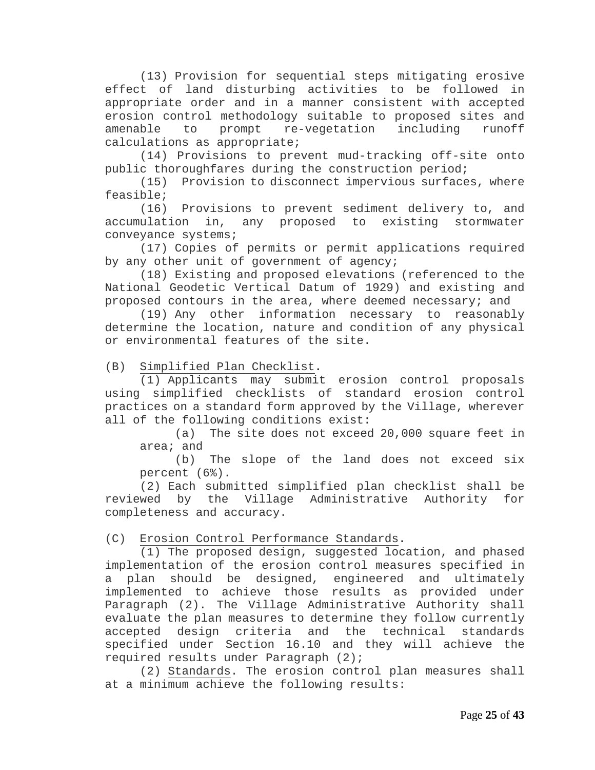(13) Provision for sequential steps mitigating erosive effect of land disturbing activities to be followed in appropriate order and in a manner consistent with accepted erosion control methodology suitable to proposed sites and amenable to prompt re-vegetation including runoff calculations as appropriate;

(14) Provisions to prevent mud-tracking off-site onto public thoroughfares during the construction period;

(15) Provision to disconnect impervious surfaces, where feasible;

(16) Provisions to prevent sediment delivery to, and accumulation in, any proposed to existing stormwater conveyance systems;

(17) Copies of permits or permit applications required by any other unit of government of agency;

(18) Existing and proposed elevations (referenced to the National Geodetic Vertical Datum of 1929) and existing and proposed contours in the area, where deemed necessary; and

(19) Any other information necessary to reasonably determine the location, nature and condition of any physical or environmental features of the site.

(B) Simplified Plan Checklist.

(1) Applicants may submit erosion control proposals using simplified checklists of standard erosion control practices on a standard form approved by the Village, wherever all of the following conditions exist:

(a) The site does not exceed 20,000 square feet in area; and

(b) The slope of the land does not exceed six percent (6%).

(2) Each submitted simplified plan checklist shall be reviewed by the Village Administrative Authority for completeness and accuracy.

(C) Erosion Control Performance Standards.

(1) The proposed design, suggested location, and phased implementation of the erosion control measures specified in a plan should be designed, engineered and ultimately implemented to achieve those results as provided under Paragraph (2). The Village Administrative Authority shall evaluate the plan measures to determine they follow currently accepted design criteria and the technical standards specified under Section 16.10 and they will achieve the required results under Paragraph (2);

(2) Standards. The erosion control plan measures shall at a minimum achieve the following results: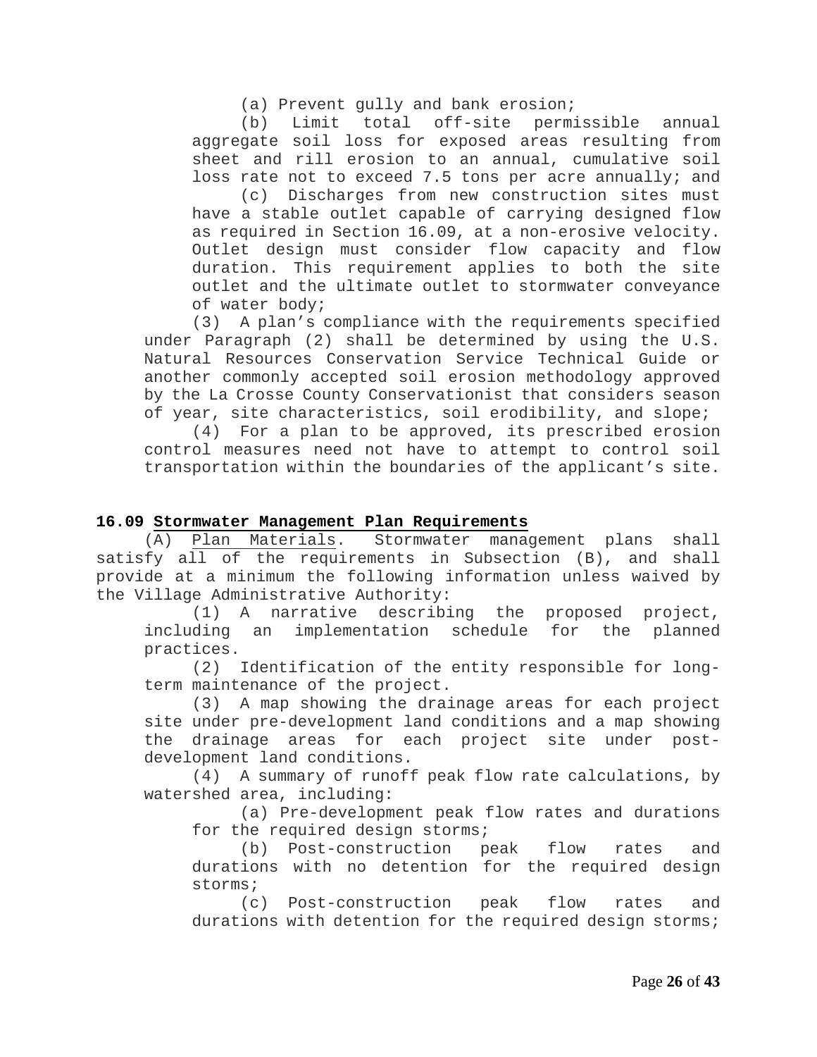(a) Prevent gully and bank erosion;

(b) Limit total off-site permissible annual aggregate soil loss for exposed areas resulting from sheet and rill erosion to an annual, cumulative soil loss rate not to exceed 7.5 tons per acre annually; and

(c) Discharges from new construction sites must have a stable outlet capable of carrying designed flow as required in Section 16.09, at a non-erosive velocity. Outlet design must consider flow capacity and flow duration. This requirement applies to both the site outlet and the ultimate outlet to stormwater conveyance of water body;

(3) A plan's compliance with the requirements specified under Paragraph (2) shall be determined by using the U.S. Natural Resources Conservation Service Technical Guide or another commonly accepted soil erosion methodology approved by the La Crosse County Conservationist that considers season of year, site characteristics, soil erodibility, and slope;

(4) For a plan to be approved, its prescribed erosion control measures need not have to attempt to control soil transportation within the boundaries of the applicant's site.

**16.09 Stormwater Management Plan Requirements**

(A) Plan Materials. Stormwater management plans shall satisfy all of the requirements in Subsection (B), and shall provide at a minimum the following information unless waived by the Village Administrative Authority:

(1) A narrative describing the proposed project, including an implementation schedule for the planned practices.

(2) Identification of the entity responsible for long-term maintenance of the project.

(3) A map showing the drainage areas for each project site under pre-development land conditions and a map showing the drainage areas for each project site under post-development land conditions.

(4) A summary of runoff peak flow rate calculations, by watershed area, including:

(a) Pre-development peak flow rates and durations for the required design storms;

(b) Post-construction peak flow rates and durations with no detention for the required design storms;

(c) Post-construction peak flow rates and durations with detention for the required design storms;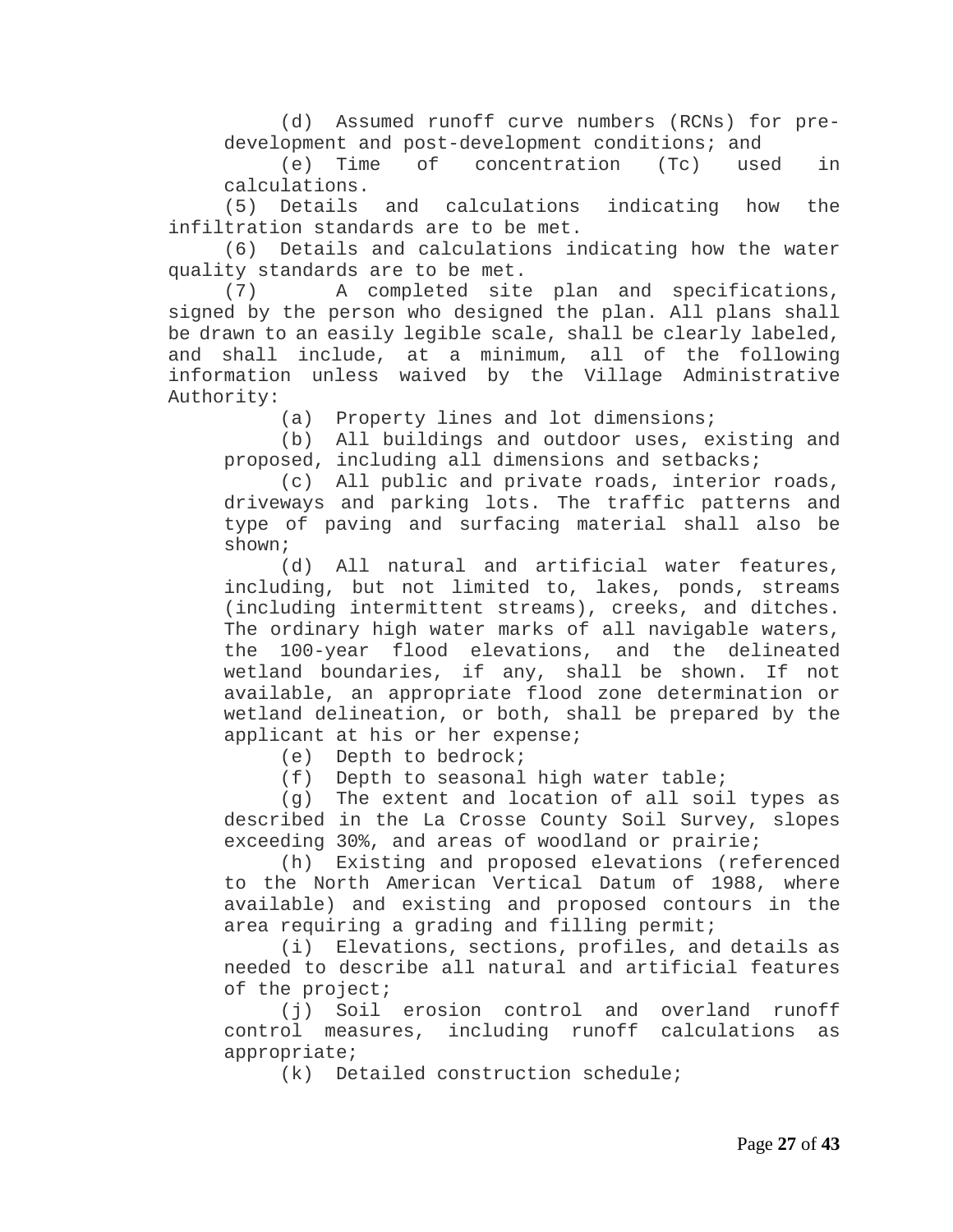(d) Assumed runoff curve numbers (RCNs) for pre-development and post-development conditions; and

(e) Time of concentration (Tc) used in calculations.

(5) Details and calculations indicating how the infiltration standards are to be met.

(6) Details and calculations indicating how the water quality standards are to be met.

(7) A completed site plan and specifications, signed by the person who designed the plan. All plans shall be drawn to an easily legible scale, shall be clearly labeled, and shall include, at a minimum, all of the following information unless waived by the Village Administrative Authority:

(a) Property lines and lot dimensions;

(b) All buildings and outdoor uses, existing and proposed, including all dimensions and setbacks;

(c) All public and private roads, interior roads, driveways and parking lots. The traffic patterns and type of paving and surfacing material shall also be shown;

(d) All natural and artificial water features, including, but not limited to, lakes, ponds, streams (including intermittent streams), creeks, and ditches. The ordinary high water marks of all navigable waters, the 100-year flood elevations, and the delineated wetland boundaries, if any, shall be shown. If not available, an appropriate flood zone determination or wetland delineation, or both, shall be prepared by the applicant at his or her expense;

(e) Depth to bedrock;

(f) Depth to seasonal high water table;

(g) The extent and location of all soil types as described in the La Crosse County Soil Survey, slopes exceeding 30%, and areas of woodland or prairie;

(h) Existing and proposed elevations (referenced to the North American Vertical Datum of 1988, where available) and existing and proposed contours in the area requiring a grading and filling permit;

(i) Elevations, sections, profiles, and details as needed to describe all natural and artificial features of the project;

(j) Soil erosion control and overland runoff control measures, including runoff calculations as appropriate;

(k) Detailed construction schedule;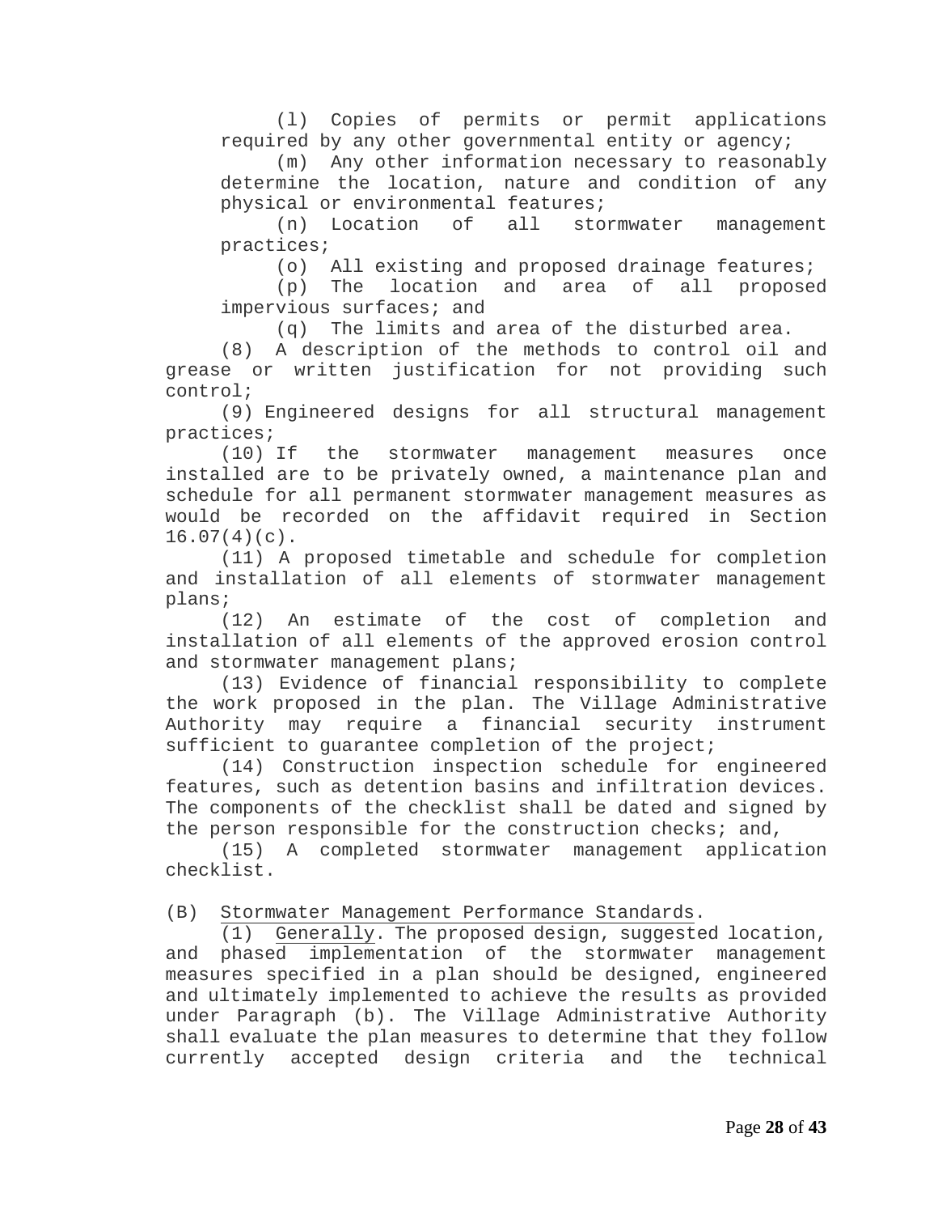(l) Copies of permits or permit applications required by any other governmental entity or agency;

(m) Any other information necessary to reasonably determine the location, nature and condition of any physical or environmental features;

(n) Location of all stormwater management practices;

(o) All existing and proposed drainage features;

(p) The location and area of all proposed impervious surfaces; and

(q) The limits and area of the disturbed area.

(8) A description of the methods to control oil and grease or written justification for not providing such control;

(9) Engineered designs for all structural management practices;

(10) If the stormwater management measures once installed are to be privately owned, a maintenance plan and schedule for all permanent stormwater management measures as would be recorded on the affidavit required in Section 16.07(4)(c).

(11) A proposed timetable and schedule for completion and installation of all elements of stormwater management plans;

(12) An estimate of the cost of completion and installation of all elements of the approved erosion control and stormwater management plans;

(13) Evidence of financial responsibility to complete the work proposed in the plan. The Village Administrative Authority may require a financial security instrument sufficient to guarantee completion of the project;

(14) Construction inspection schedule for engineered features, such as detention basins and infiltration devices. The components of the checklist shall be dated and signed by the person responsible for the construction checks; and,

(15) A completed stormwater management application checklist.

(B) Stormwater Management Performance Standards.

(1) Generally. The proposed design, suggested location, and phased implementation of the stormwater management measures specified in a plan should be designed, engineered and ultimately implemented to achieve the results as provided under Paragraph (b). The Village Administrative Authority shall evaluate the plan measures to determine that they follow currently accepted design criteria and the technical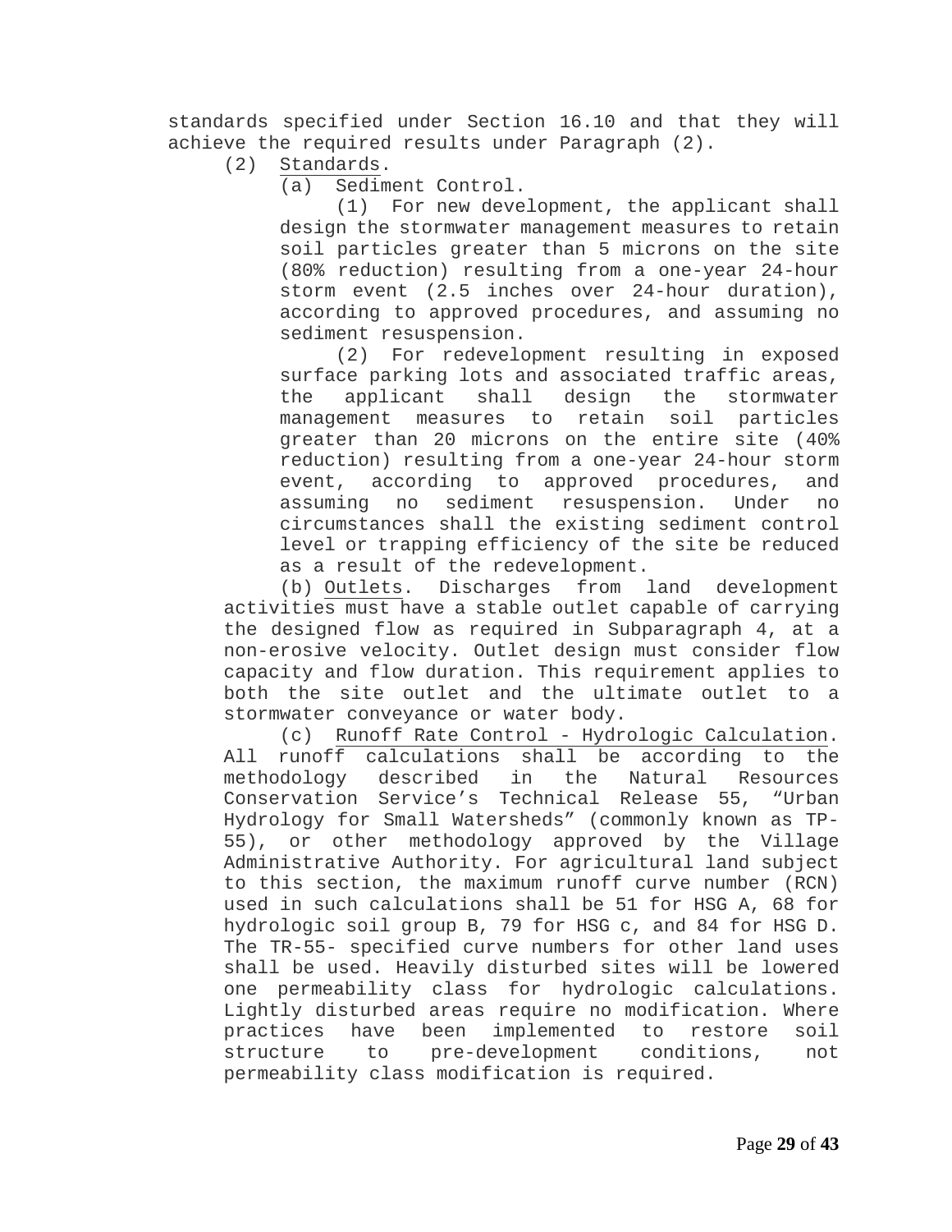standards specified under Section 16.10 and that they will achieve the required results under Paragraph (2).

(2) <u>Standards</u>.

(a) Sediment Control.

(1) For new development, the applicant shall design the stormwater management measures to retain soil particles greater than 5 microns on the site (80% reduction) resulting from a one-year 24-hour storm event (2.5 inches over 24-hour duration), according to approved procedures, and assuming no sediment resuspension.

(2) For redevelopment resulting in exposed surface parking lots and associated traffic areas, the applicant shall design the stormwater management measures to retain soil particles greater than 20 microns on the entire site (40% reduction) resulting from a one-year 24-hour storm event, according to approved procedures, and assuming no sediment resuspension. Under no circumstances shall the existing sediment control level or trapping efficiency of the site be reduced as a result of the redevelopment.

(b) <u>Outlets</u>. Discharges from land development activities must have a stable outlet capable of carrying the designed flow as required in Subparagraph 4, at a non-erosive velocity. Outlet design must consider flow capacity and flow duration. This requirement applies to both the site outlet and the ultimate outlet to a stormwater conveyance or water body.

(c) <u>Runoff Rate Control - Hydrologic Calculation</u>. All runoff calculations shall be according to the methodology described in the Natural Resources Conservation Service's Technical Release 55, "Urban Hydrology for Small Watersheds" (commonly known as TP-55), or other methodology approved by the Village Administrative Authority. For agricultural land subject to this section, the maximum runoff curve number (RCN) used in such calculations shall be 51 for HSG A, 68 for hydrologic soil group B, 79 for HSG c, and 84 for HSG D. The TR-55- specified curve numbers for other land uses shall be used. Heavily disturbed sites will be lowered one permeability class for hydrologic calculations. Lightly disturbed areas require no modification. Where practices have been implemented to restore soil structure to pre-development conditions, not permeability class modification is required.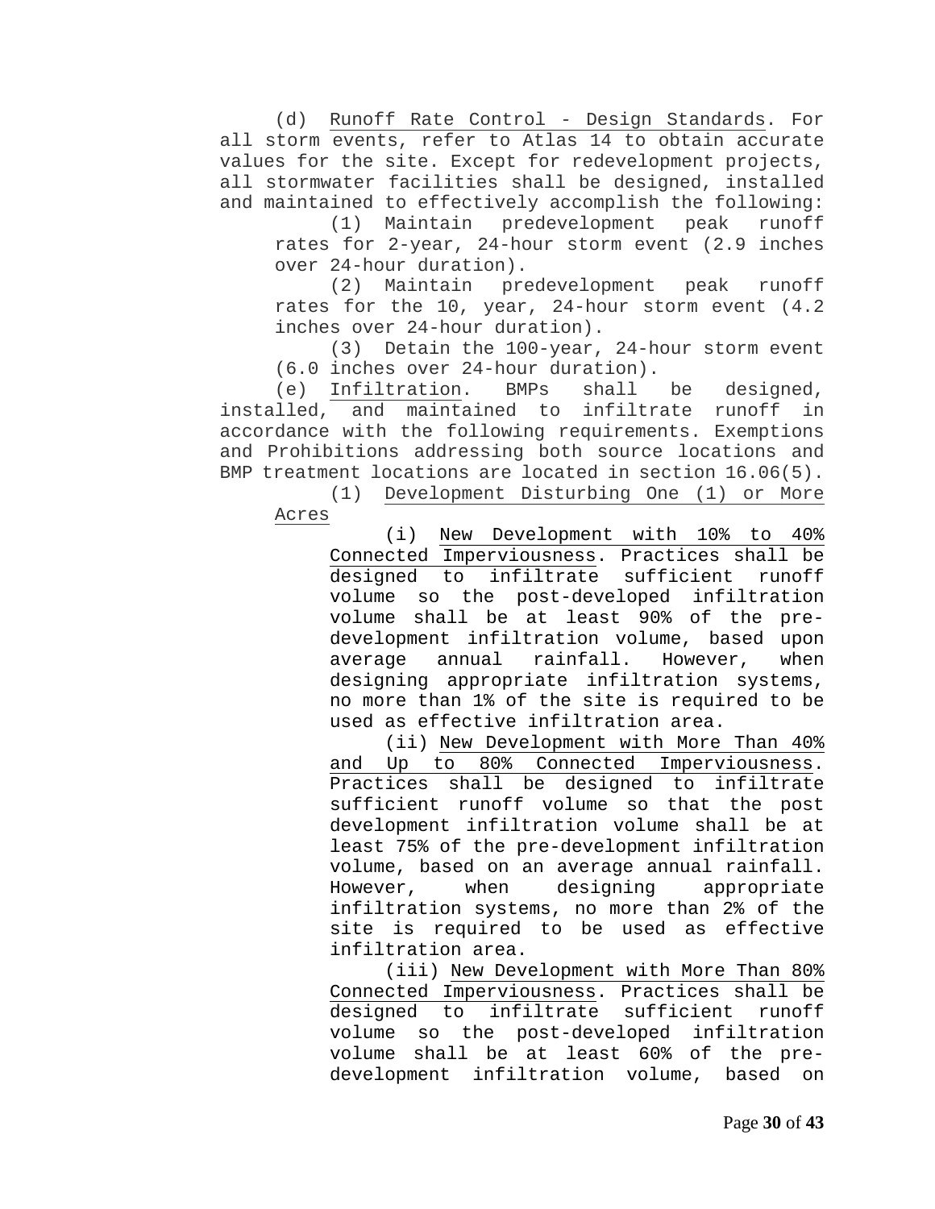(d) Runoff Rate Control - Design Standards. For all storm events, refer to Atlas 14 to obtain accurate values for the site. Except for redevelopment projects, all stormwater facilities shall be designed, installed and maintained to effectively accomplish the following:

(1) Maintain predevelopment peak runoff rates for 2-year, 24-hour storm event (2.9 inches over 24-hour duration).

(2) Maintain predevelopment peak runoff rates for the 10, year, 24-hour storm event (4.2 inches over 24-hour duration).

(3) Detain the 100-year, 24-hour storm event (6.0 inches over 24-hour duration).

(e) Infiltration. BMPs shall be designed, installed, and maintained to infiltrate runoff in accordance with the following requirements. Exemptions and Prohibitions addressing both source locations and BMP treatment locations are located in section 16.06(5).

(1) Development Disturbing One (1) or More Acres

(i) New Development with 10% to 40% Connected Imperviousness. Practices shall be designed to infiltrate sufficient runoff volume so the post-developed infiltration volume shall be at least 90% of the pre-development infiltration volume, based upon average annual rainfall. However, when designing appropriate infiltration systems, no more than 1% of the site is required to be used as effective infiltration area.

(ii) New Development with More Than 40% and Up to 80% Connected Imperviousness. Practices shall be designed to infiltrate sufficient runoff volume so that the post development infiltration volume shall be at least 75% of the pre-development infiltration volume, based on an average annual rainfall. However, when designing appropriate infiltration systems, no more than 2% of the site is required to be used as effective infiltration area.

(iii) New Development with More Than 80% Connected Imperviousness. Practices shall be designed to infiltrate sufficient runoff volume so the post-developed infiltration volume shall be at least 60% of the pre-development infiltration volume, based on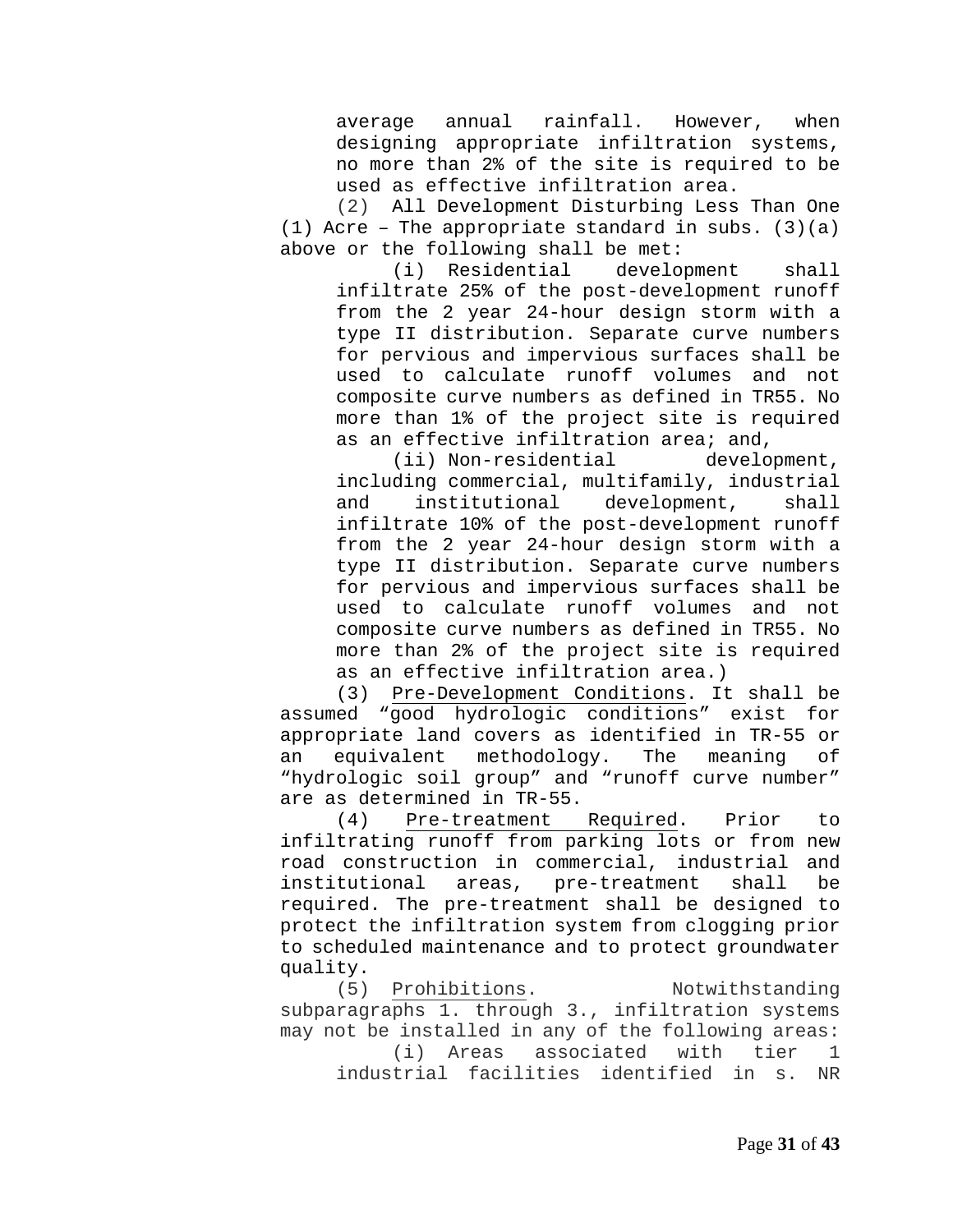average annual rainfall. However, when designing appropriate infiltration systems, no more than 2% of the site is required to be used as effective infiltration area.

(2) All Development Disturbing Less Than One (1) Acre – The appropriate standard in subs. (3)(a) above or the following shall be met:

(i) Residential development shall infiltrate 25% of the post-development runoff from the 2 year 24-hour design storm with a type II distribution. Separate curve numbers for pervious and impervious surfaces shall be used to calculate runoff volumes and not composite curve numbers as defined in TR55. No more than 1% of the project site is required as an effective infiltration area; and,

(ii) Non-residential development, including commercial, multifamily, industrial and institutional development, shall infiltrate 10% of the post-development runoff from the 2 year 24-hour design storm with a type II distribution. Separate curve numbers for pervious and impervious surfaces shall be used to calculate runoff volumes and not composite curve numbers as defined in TR55. No more than 2% of the project site is required as an effective infiltration area.)

(3) Pre-Development Conditions. It shall be assumed “good hydrologic conditions” exist for appropriate land covers as identified in TR-55 or an equivalent methodology. The meaning of “hydrologic soil group” and “runoff curve number” are as determined in TR-55.

(4) Pre-treatment Required. Prior to infiltrating runoff from parking lots or from new road construction in commercial, industrial and institutional areas, pre-treatment shall be required. The pre-treatment shall be designed to protect the infiltration system from clogging prior to scheduled maintenance and to protect groundwater quality.

(5) Prohibitions. Notwithstanding subparagraphs 1. through 3., infiltration systems may not be installed in any of the following areas:

(i) Areas associated with tier 1 industrial facilities identified in s. NR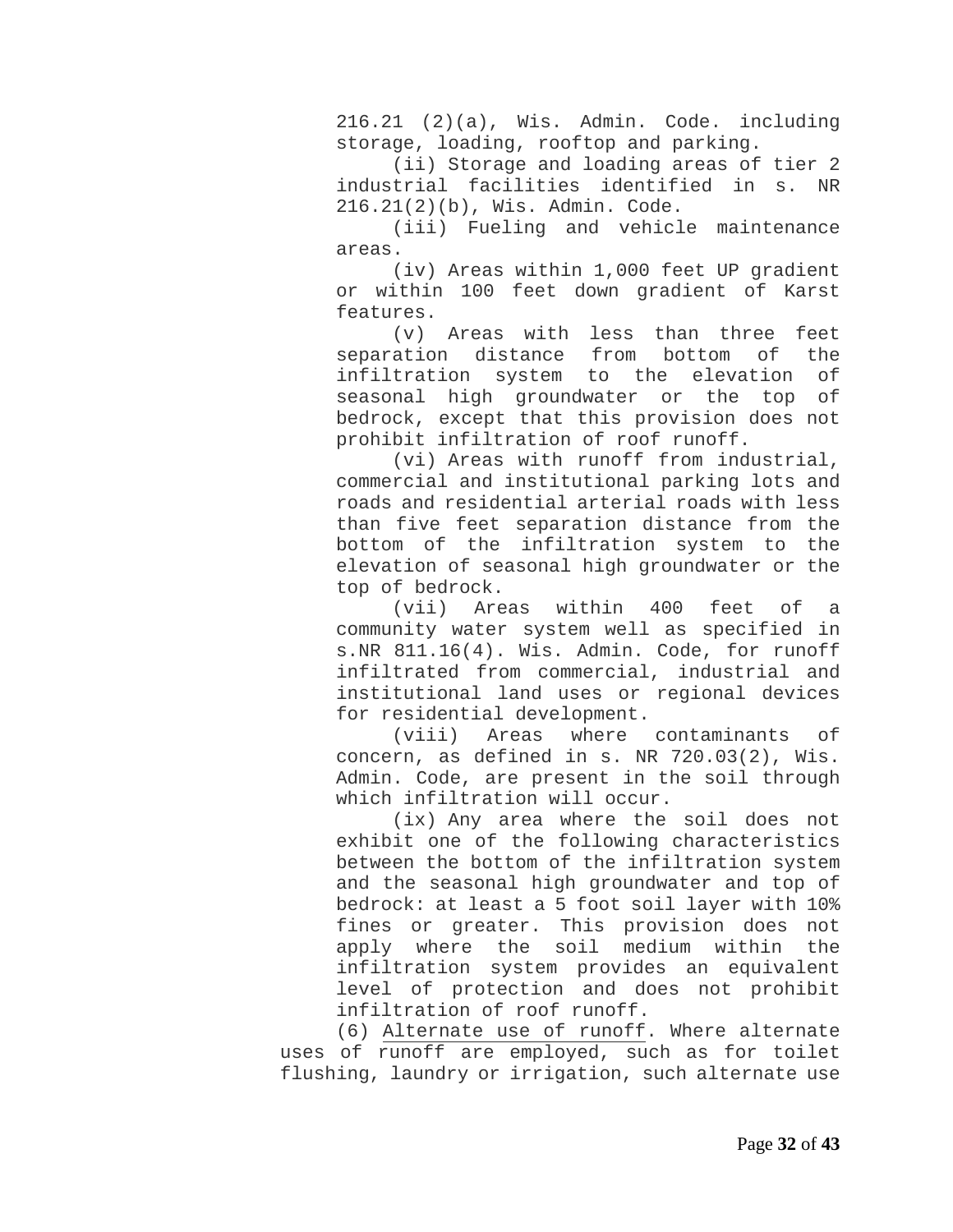216.21 (2)(a), Wis. Admin. Code. including storage, loading, rooftop and parking.

(ii) Storage and loading areas of tier 2 industrial facilities identified in s. NR 216.21(2)(b), Wis. Admin. Code.

(iii) Fueling and vehicle maintenance areas.

(iv) Areas within 1,000 feet UP gradient or within 100 feet down gradient of Karst features.

(v) Areas with less than three feet separation distance from bottom of the infiltration system to the elevation of seasonal high groundwater or the top of bedrock, except that this provision does not prohibit infiltration of roof runoff.

(vi) Areas with runoff from industrial, commercial and institutional parking lots and roads and residential arterial roads with less than five feet separation distance from the bottom of the infiltration system to the elevation of seasonal high groundwater or the top of bedrock.

(vii) Areas within 400 feet of a community water system well as specified in s.NR 811.16(4). Wis. Admin. Code, for runoff infiltrated from commercial, industrial and institutional land uses or regional devices for residential development.

(viii) Areas where contaminants of concern, as defined in s. NR 720.03(2), Wis. Admin. Code, are present in the soil through which infiltration will occur.

(ix) Any area where the soil does not exhibit one of the following characteristics between the bottom of the infiltration system and the seasonal high groundwater and top of bedrock: at least a 5 foot soil layer with 10% fines or greater. This provision does not apply where the soil medium within the infiltration system provides an equivalent level of protection and does not prohibit infiltration of roof runoff.

(6) Alternate use of runoff. Where alternate uses of runoff are employed, such as for toilet flushing, laundry or irrigation, such alternate use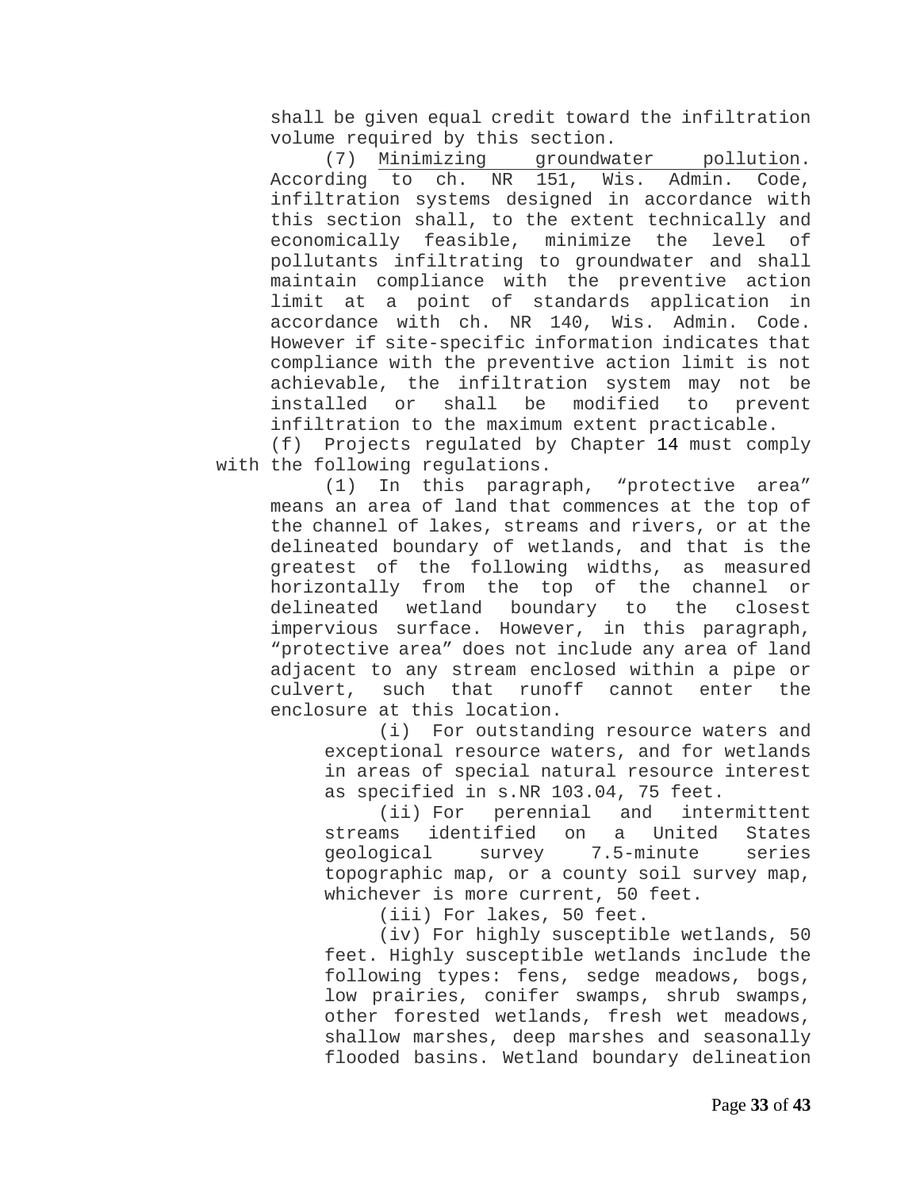shall be given equal credit toward the infiltration volume required by this section.

(7) Minimizing groundwater pollution. According to ch. NR 151, Wis. Admin. Code, infiltration systems designed in accordance with this section shall, to the extent technically and economically feasible, minimize the level of pollutants infiltrating to groundwater and shall maintain compliance with the preventive action limit at a point of standards application in accordance with ch. NR 140, Wis. Admin. Code. However if site-specific information indicates that compliance with the preventive action limit is not achievable, the infiltration system may not be installed or shall be modified to prevent infiltration to the maximum extent practicable.

(f) Projects regulated by Chapter 14 must comply with the following regulations.

(1) In this paragraph, “protective area” means an area of land that commences at the top of the channel of lakes, streams and rivers, or at the delineated boundary of wetlands, and that is the greatest of the following widths, as measured horizontally from the top of the channel or delineated wetland boundary to the closest impervious surface. However, in this paragraph, “protective area” does not include any area of land adjacent to any stream enclosed within a pipe or culvert, such that runoff cannot enter the enclosure at this location.

(i) For outstanding resource waters and exceptional resource waters, and for wetlands in areas of special natural resource interest as specified in s.NR 103.04, 75 feet.

(ii) For perennial and intermittent streams identified on a United States geological survey 7.5-minute series topographic map, or a county soil survey map, whichever is more current, 50 feet.

(iii) For lakes, 50 feet.

(iv) For highly susceptible wetlands, 50 feet. Highly susceptible wetlands include the following types: fens, sedge meadows, bogs, low prairies, conifer swamps, shrub swamps, other forested wetlands, fresh wet meadows, shallow marshes, deep marshes and seasonally flooded basins. Wetland boundary delineation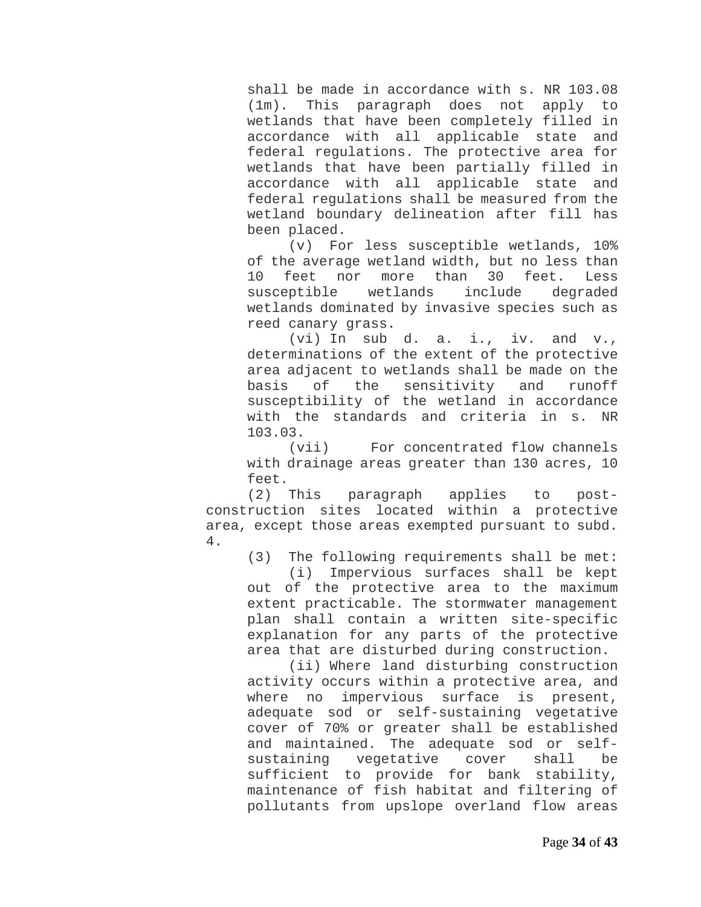shall be made in accordance with s. NR 103.08 (1m). This paragraph does not apply to wetlands that have been completely filled in accordance with all applicable state and federal regulations. The protective area for wetlands that have been partially filled in accordance with all applicable state and federal regulations shall be measured from the wetland boundary delineation after fill has been placed.

(v) For less susceptible wetlands, 10% of the average wetland width, but no less than 10 feet nor more than 30 feet. Less susceptible wetlands include degraded wetlands dominated by invasive species such as reed canary grass.

(vi) In sub d. a. i., iv. and v., determinations of the extent of the protective area adjacent to wetlands shall be made on the basis of the sensitivity and runoff susceptibility of the wetland in accordance with the standards and criteria in s. NR 103.03.

(vii) For concentrated flow channels with drainage areas greater than 130 acres, 10 feet.

(2) This paragraph applies to post-construction sites located within a protective area, except those areas exempted pursuant to subd. 4.

(3) The following requirements shall be met:

(i) Impervious surfaces shall be kept out of the protective area to the maximum extent practicable. The stormwater management plan shall contain a written site-specific explanation for any parts of the protective area that are disturbed during construction.

(ii) Where land disturbing construction activity occurs within a protective area, and where no impervious surface is present, adequate sod or self-sustaining vegetative cover of 70% or greater shall be established and maintained. The adequate sod or self-sustaining vegetative cover shall be sufficient to provide for bank stability, maintenance of fish habitat and filtering of pollutants from upslope overland flow areas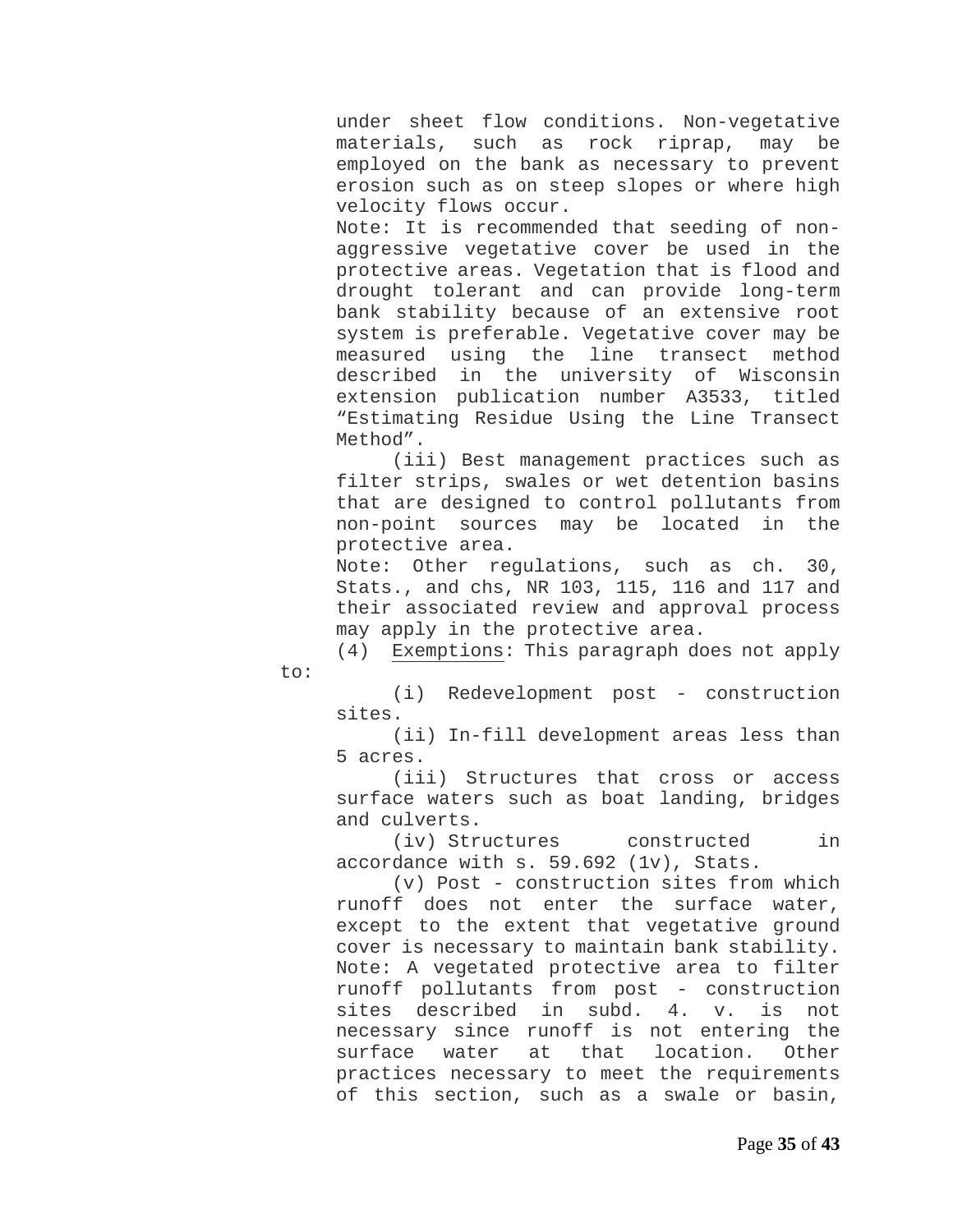under sheet flow conditions. Non-vegetative materials, such as rock riprap, may be employed on the bank as necessary to prevent erosion such as on steep slopes or where high velocity flows occur.

Note: It is recommended that seeding of non-aggressive vegetative cover be used in the protective areas. Vegetation that is flood and drought tolerant and can provide long-term bank stability because of an extensive root system is preferable. Vegetative cover may be measured using the line transect method described in the university of Wisconsin extension publication number A3533, titled "Estimating Residue Using the Line Transect Method".

(iii) Best management practices such as filter strips, swales or wet detention basins that are designed to control pollutants from non-point sources may be located in the protective area.

Note: Other regulations, such as ch. 30, Stats., and chs, NR 103, 115, 116 and 117 and their associated review and approval process may apply in the protective area.

(4) Exemptions: This paragraph does not apply to:

(i) Redevelopment post - construction sites.

(ii) In-fill development areas less than 5 acres.

(iii) Structures that cross or access surface waters such as boat landing, bridges and culverts.

(iv) Structures constructed in accordance with s. 59.692 (1v), Stats.

(v) Post - construction sites from which runoff does not enter the surface water, except to the extent that vegetative ground cover is necessary to maintain bank stability.

Note: A vegetated protective area to filter runoff pollutants from post - construction sites described in subd. 4. v. is not necessary since runoff is not entering the surface water at that location. Other practices necessary to meet the requirements of this section, such as a swale or basin,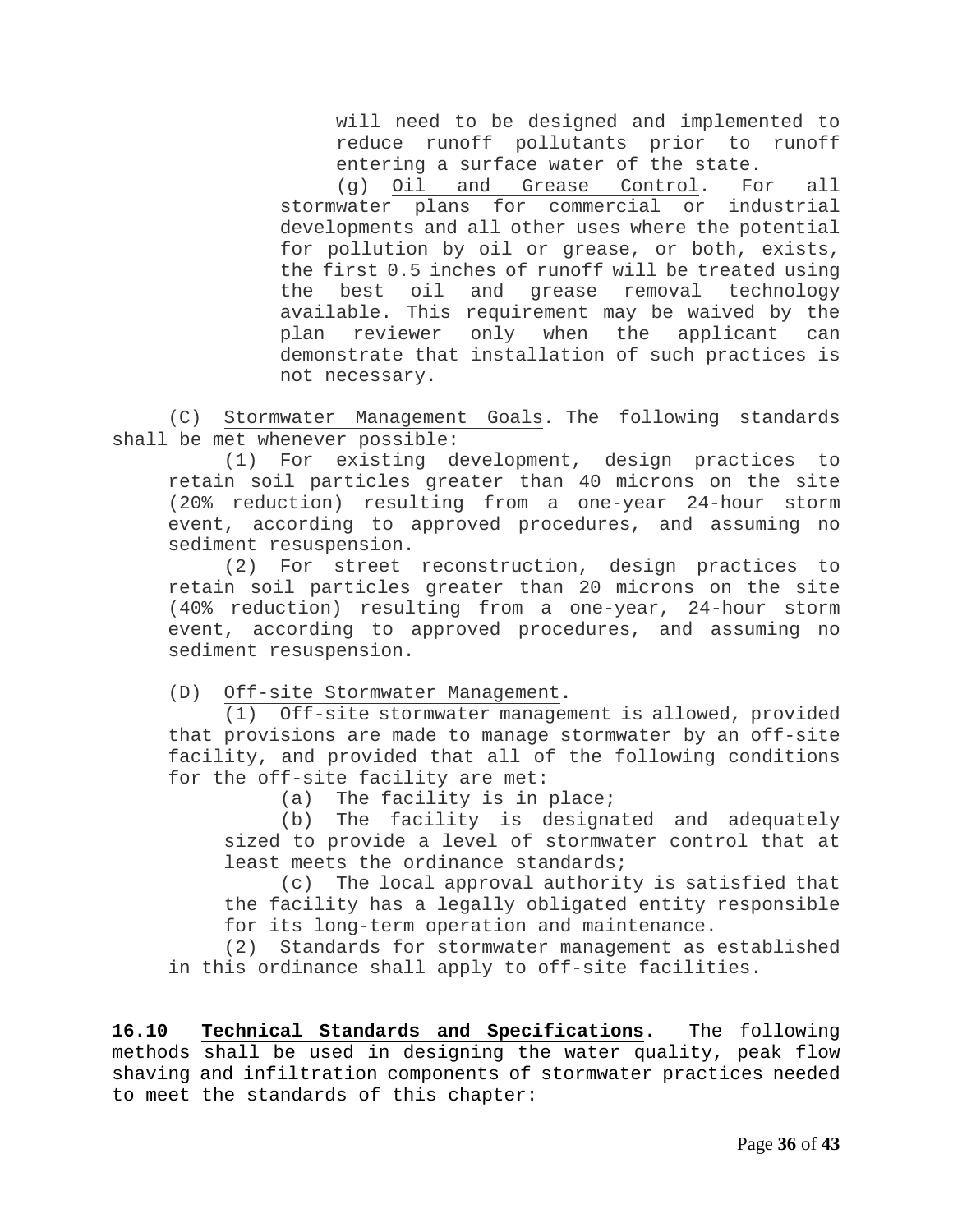will need to be designed and implemented to reduce runoff pollutants prior to runoff entering a surface water of the state.

(g) Oil and Grease Control. For all stormwater plans for commercial or industrial developments and all other uses where the potential for pollution by oil or grease, or both, exists, the first 0.5 inches of runoff will be treated using the best oil and grease removal technology available. This requirement may be waived by the plan reviewer only when the applicant can demonstrate that installation of such practices is not necessary.

(C) Stormwater Management Goals. The following standards shall be met whenever possible:

(1) For existing development, design practices to retain soil particles greater than 40 microns on the site (20% reduction) resulting from a one-year 24-hour storm event, according to approved procedures, and assuming no sediment resuspension.

(2) For street reconstruction, design practices to retain soil particles greater than 20 microns on the site (40% reduction) resulting from a one-year, 24-hour storm event, according to approved procedures, and assuming no sediment resuspension.

(D) Off-site Stormwater Management.

(1) Off-site stormwater management is allowed, provided that provisions are made to manage stormwater by an off-site facility, and provided that all of the following conditions for the off-site facility are met:

(a) The facility is in place;

(b) The facility is designated and adequately sized to provide a level of stormwater control that at least meets the ordinance standards;

(c) The local approval authority is satisfied that the facility has a legally obligated entity responsible for its long-term operation and maintenance.

(2) Standards for stormwater management as established in this ordinance shall apply to off-site facilities.

**16.10 Technical Standards and Specifications**. The following methods shall be used in designing the water quality, peak flow shaving and infiltration components of stormwater practices needed to meet the standards of this chapter: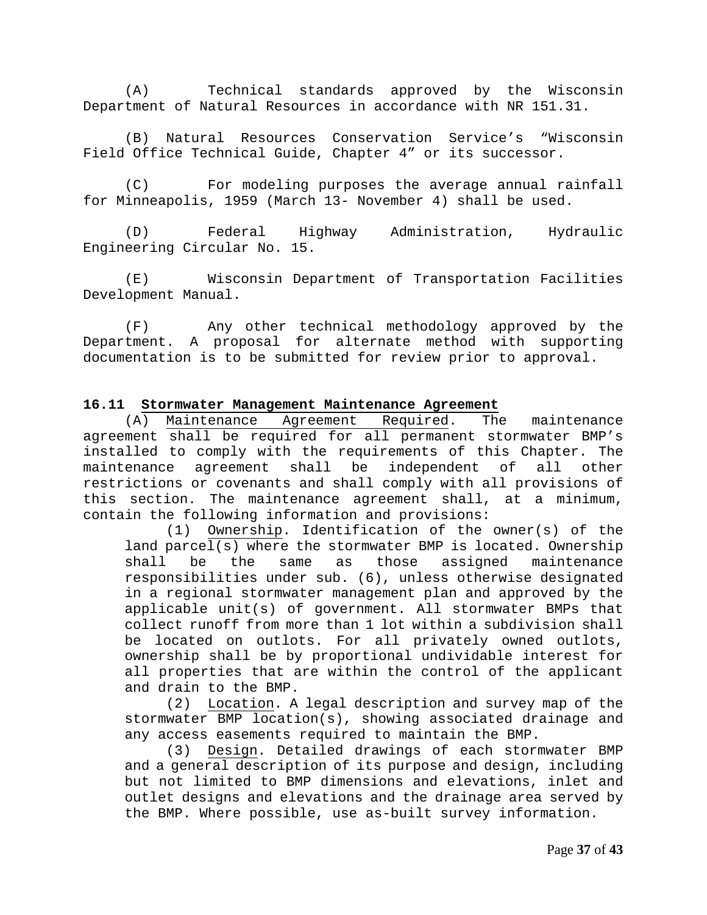(A) Technical standards approved by the Wisconsin Department of Natural Resources in accordance with NR 151.31.

(B) Natural Resources Conservation Service's "Wisconsin Field Office Technical Guide, Chapter 4" or its successor.

(C) For modeling purposes the average annual rainfall for Minneapolis, 1959 (March 13- November 4) shall be used.

(D) Federal Highway Administration, Hydraulic Engineering Circular No. 15.

(E) Wisconsin Department of Transportation Facilities Development Manual.

(F) Any other technical methodology approved by the Department. A proposal for alternate method with supporting documentation is to be submitted for review prior to approval.

**16.11 Stormwater Management Maintenance Agreement**

(A) Maintenance Agreement Required. The maintenance agreement shall be required for all permanent stormwater BMP's installed to comply with the requirements of this Chapter. The maintenance agreement shall be independent of all other restrictions or covenants and shall comply with all provisions of this section. The maintenance agreement shall, at a minimum, contain the following information and provisions:

(1) Ownership. Identification of the owner(s) of the land parcel(s) where the stormwater BMP is located. Ownership shall be the same as those assigned maintenance responsibilities under sub. (6), unless otherwise designated in a regional stormwater management plan and approved by the applicable unit(s) of government. All stormwater BMPs that collect runoff from more than 1 lot within a subdivision shall be located on outlots. For all privately owned outlots, ownership shall be by proportional undividable interest for all properties that are within the control of the applicant and drain to the BMP.

(2) Location. A legal description and survey map of the stormwater BMP location(s), showing associated drainage and any access easements required to maintain the BMP.

(3) Design. Detailed drawings of each stormwater BMP and a general description of its purpose and design, including but not limited to BMP dimensions and elevations, inlet and outlet designs and elevations and the drainage area served by the BMP. Where possible, use as-built survey information.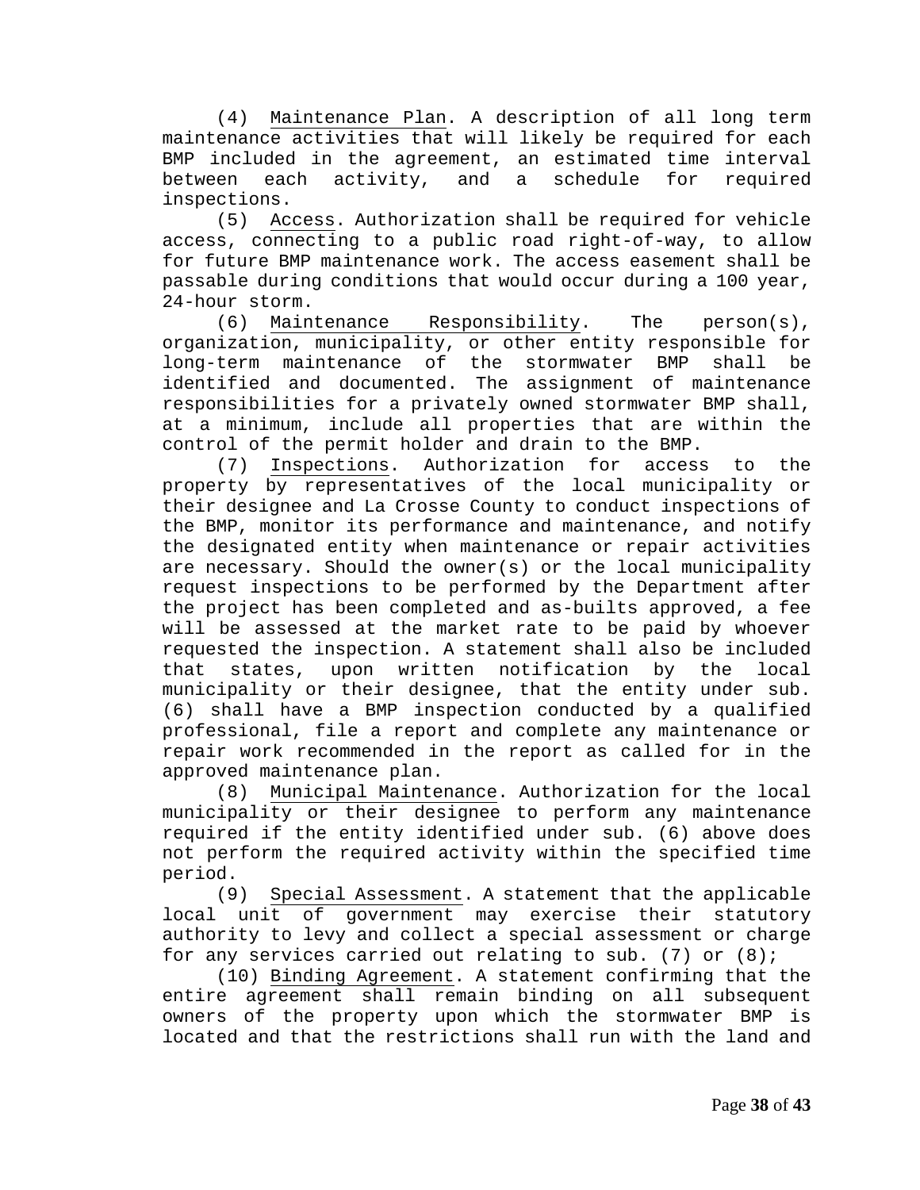(4) Maintenance Plan. A description of all long term maintenance activities that will likely be required for each BMP included in the agreement, an estimated time interval between each activity, and a schedule for required inspections.

(5) Access. Authorization shall be required for vehicle access, connecting to a public road right-of-way, to allow for future BMP maintenance work. The access easement shall be passable during conditions that would occur during a 100 year, 24-hour storm.

(6) Maintenance Responsibility. The person(s), organization, municipality, or other entity responsible for long-term maintenance of the stormwater BMP shall be identified and documented. The assignment of maintenance responsibilities for a privately owned stormwater BMP shall, at a minimum, include all properties that are within the control of the permit holder and drain to the BMP.

(7) Inspections. Authorization for access to the property by representatives of the local municipality or their designee and La Crosse County to conduct inspections of the BMP, monitor its performance and maintenance, and notify the designated entity when maintenance or repair activities are necessary. Should the owner(s) or the local municipality request inspections to be performed by the Department after the project has been completed and as-builts approved, a fee will be assessed at the market rate to be paid by whoever requested the inspection. A statement shall also be included that states, upon written notification by the local municipality or their designee, that the entity under sub. (6) shall have a BMP inspection conducted by a qualified professional, file a report and complete any maintenance or repair work recommended in the report as called for in the approved maintenance plan.

(8) Municipal Maintenance. Authorization for the local municipality or their designee to perform any maintenance required if the entity identified under sub. (6) above does not perform the required activity within the specified time period.

(9) Special Assessment. A statement that the applicable local unit of government may exercise their statutory authority to levy and collect a special assessment or charge for any services carried out relating to sub. (7) or (8);

(10) Binding Agreement. A statement confirming that the entire agreement shall remain binding on all subsequent owners of the property upon which the stormwater BMP is located and that the restrictions shall run with the land and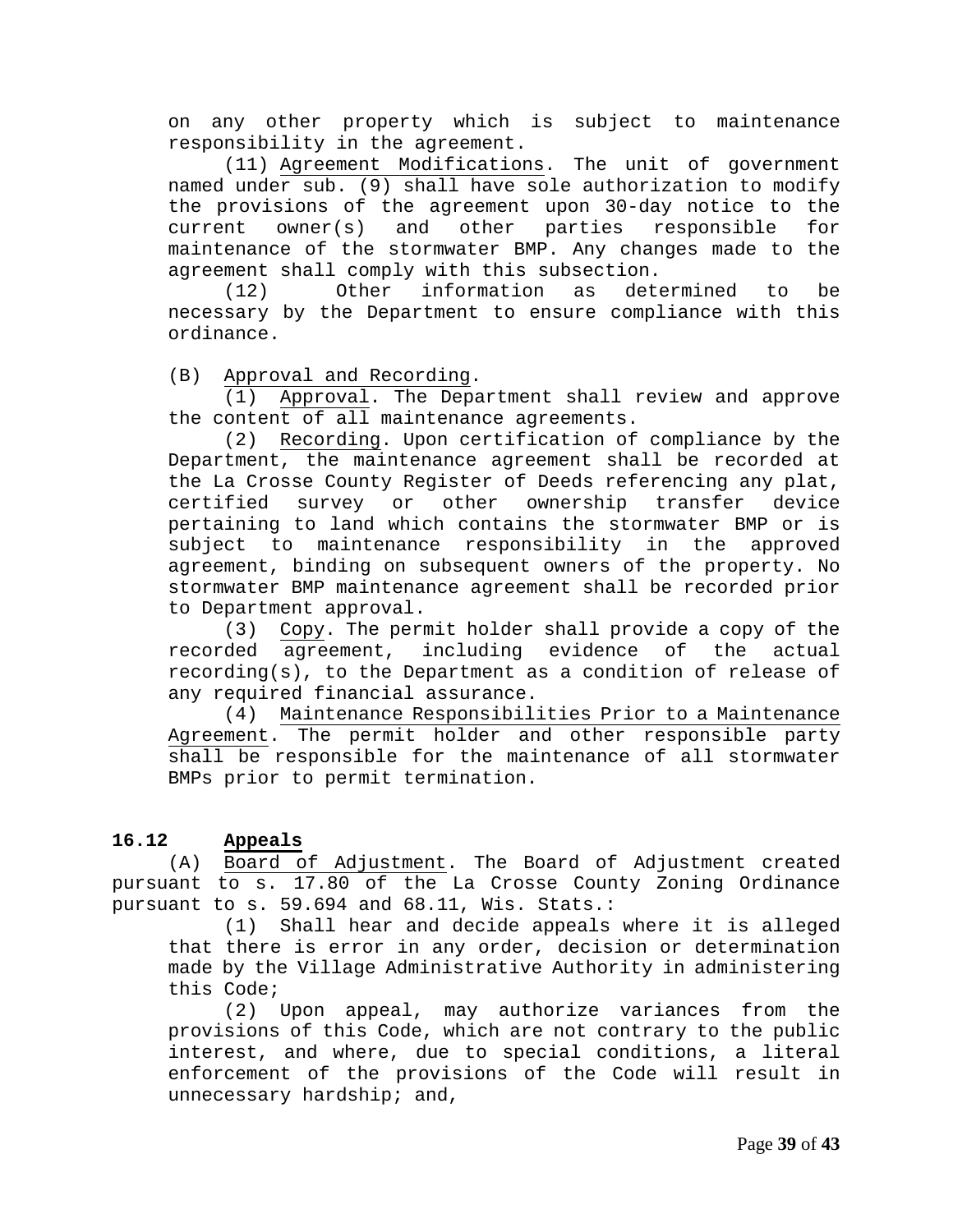on any other property which is subject to maintenance responsibility in the agreement.

(11) Agreement Modifications. The unit of government named under sub. (9) shall have sole authorization to modify the provisions of the agreement upon 30-day notice to the current owner(s) and other parties responsible for maintenance of the stormwater BMP. Any changes made to the agreement shall comply with this subsection.

(12) Other information as determined to be necessary by the Department to ensure compliance with this ordinance.

(B) Approval and Recording.

(1) Approval. The Department shall review and approve the content of all maintenance agreements.

(2) Recording. Upon certification of compliance by the Department, the maintenance agreement shall be recorded at the La Crosse County Register of Deeds referencing any plat, certified survey or other ownership transfer device pertaining to land which contains the stormwater BMP or is subject to maintenance responsibility in the approved agreement, binding on subsequent owners of the property. No stormwater BMP maintenance agreement shall be recorded prior to Department approval.

(3) Copy. The permit holder shall provide a copy of the recorded agreement, including evidence of the actual recording(s), to the Department as a condition of release of any required financial assurance.

(4) Maintenance Responsibilities Prior to a Maintenance Agreement. The permit holder and other responsible party shall be responsible for the maintenance of all stormwater BMPs prior to permit termination.

## 16.12 Appeals

(A) Board of Adjustment. The Board of Adjustment created pursuant to s. 17.80 of the La Crosse County Zoning Ordinance pursuant to s. 59.694 and 68.11, Wis. Stats.:

(1) Shall hear and decide appeals where it is alleged that there is error in any order, decision or determination made by the Village Administrative Authority in administering this Code;

(2) Upon appeal, may authorize variances from the provisions of this Code, which are not contrary to the public interest, and where, due to special conditions, a literal enforcement of the provisions of the Code will result in unnecessary hardship; and,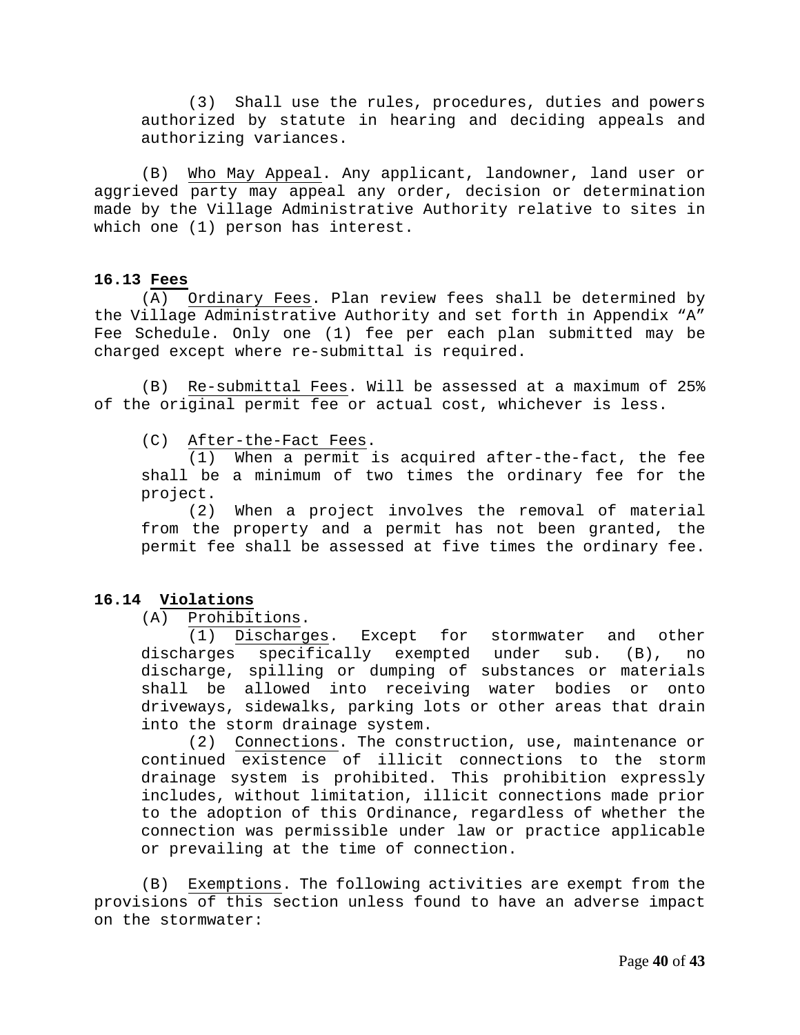(3) Shall use the rules, procedures, duties and powers authorized by statute in hearing and deciding appeals and authorizing variances.

(B) Who May Appeal. Any applicant, landowner, land user or aggrieved party may appeal any order, decision or determination made by the Village Administrative Authority relative to sites in which one (1) person has interest.

**16.13 Fees**

(A) Ordinary Fees. Plan review fees shall be determined by the Village Administrative Authority and set forth in Appendix “A” Fee Schedule. Only one (1) fee per each plan submitted may be charged except where re-submittal is required.

(B) Re-submittal Fees. Will be assessed at a maximum of 25% of the original permit fee or actual cost, whichever is less.

(C) After-the-Fact Fees.

(1) When a permit is acquired after-the-fact, the fee shall be a minimum of two times the ordinary fee for the project.

(2) When a project involves the removal of material from the property and a permit has not been granted, the permit fee shall be assessed at five times the ordinary fee.

**16.14 Violations**

(A) Prohibitions.

(1) Discharges. Except for stormwater and other discharges specifically exempted under sub. (B), no discharge, spilling or dumping of substances or materials shall be allowed into receiving water bodies or onto driveways, sidewalks, parking lots or other areas that drain into the storm drainage system.

(2) Connections. The construction, use, maintenance or continued existence of illicit connections to the storm drainage system is prohibited. This prohibition expressly includes, without limitation, illicit connections made prior to the adoption of this Ordinance, regardless of whether the connection was permissible under law or practice applicable or prevailing at the time of connection.

(B) Exemptions. The following activities are exempt from the provisions of this section unless found to have an adverse impact on the stormwater: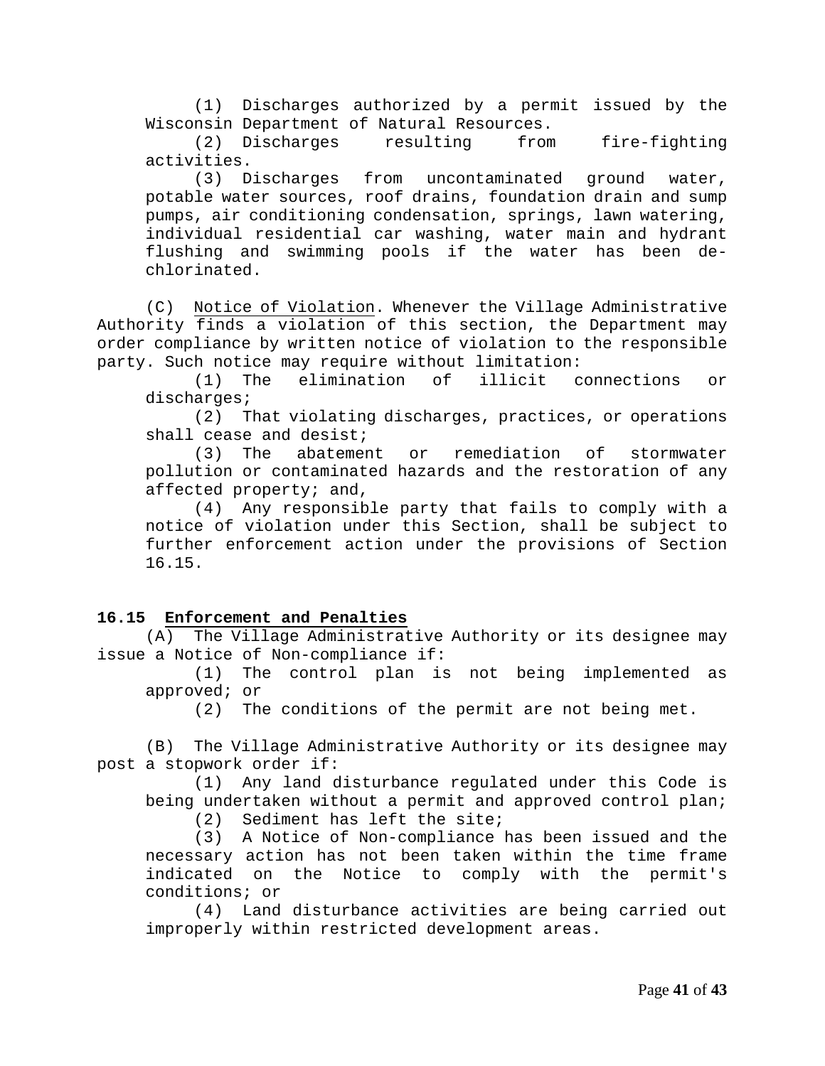(1) Discharges authorized by a permit issued by the Wisconsin Department of Natural Resources.

(2) Discharges resulting from fire-fighting activities.

(3) Discharges from uncontaminated ground water, potable water sources, roof drains, foundation drain and sump pumps, air conditioning condensation, springs, lawn watering, individual residential car washing, water main and hydrant flushing and swimming pools if the water has been de-chlorinated.

(C) Notice of Violation. Whenever the Village Administrative Authority finds a violation of this section, the Department may order compliance by written notice of violation to the responsible party. Such notice may require without limitation:

(1) The elimination of illicit connections or discharges;

(2) That violating discharges, practices, or operations shall cease and desist;

(3) The abatement or remediation of stormwater pollution or contaminated hazards and the restoration of any affected property; and,

(4) Any responsible party that fails to comply with a notice of violation under this Section, shall be subject to further enforcement action under the provisions of Section 16.15.

**16.15 Enforcement and Penalties**

(A) The Village Administrative Authority or its designee may issue a Notice of Non-compliance if:

(1) The control plan is not being implemented as approved; or

(2) The conditions of the permit are not being met.

(B) The Village Administrative Authority or its designee may post a stopwork order if:

(1) Any land disturbance regulated under this Code is being undertaken without a permit and approved control plan;

(2) Sediment has left the site;

(3) A Notice of Non-compliance has been issued and the necessary action has not been taken within the time frame indicated on the Notice to comply with the permit's conditions; or

(4) Land disturbance activities are being carried out improperly within restricted development areas.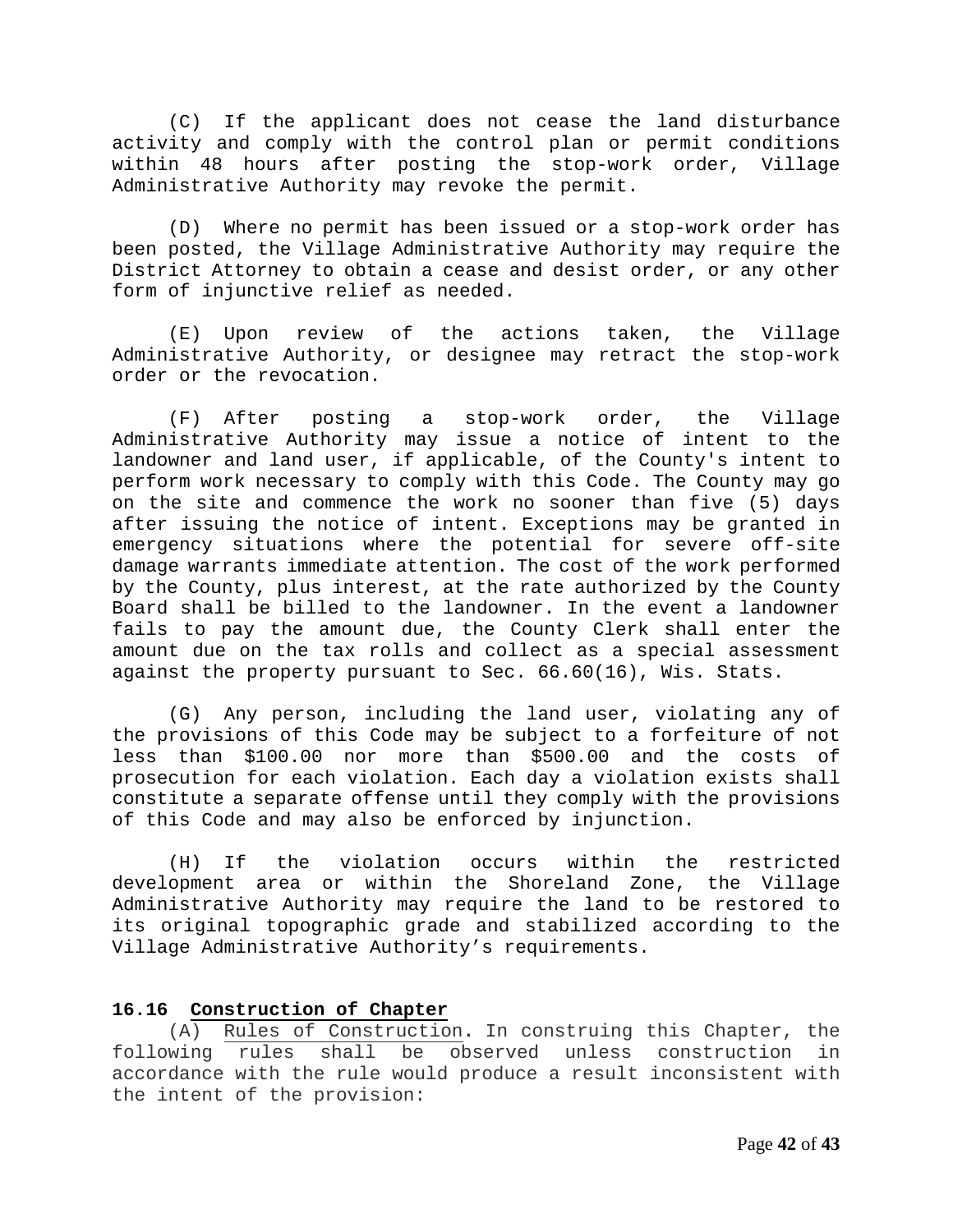(C) If the applicant does not cease the land disturbance activity and comply with the control plan or permit conditions within 48 hours after posting the stop-work order, Village Administrative Authority may revoke the permit.

(D) Where no permit has been issued or a stop-work order has been posted, the Village Administrative Authority may require the District Attorney to obtain a cease and desist order, or any other form of injunctive relief as needed.

(E) Upon review of the actions taken, the Village Administrative Authority, or designee may retract the stop-work order or the revocation.

(F) After posting a stop-work order, the Village Administrative Authority may issue a notice of intent to the landowner and land user, if applicable, of the County's intent to perform work necessary to comply with this Code. The County may go on the site and commence the work no sooner than five (5) days after issuing the notice of intent. Exceptions may be granted in emergency situations where the potential for severe off-site damage warrants immediate attention. The cost of the work performed by the County, plus interest, at the rate authorized by the County Board shall be billed to the landowner. In the event a landowner fails to pay the amount due, the County Clerk shall enter the amount due on the tax rolls and collect as a special assessment against the property pursuant to Sec. 66.60(16), Wis. Stats.

(G) Any person, including the land user, violating any of the provisions of this Code may be subject to a forfeiture of not less than $100.00 nor more than $500.00 and the costs of prosecution for each violation. Each day a violation exists shall constitute a separate offense until they comply with the provisions of this Code and may also be enforced by injunction.

(H) If the violation occurs within the restricted development area or within the Shoreland Zone, the Village Administrative Authority may require the land to be restored to its original topographic grade and stabilized according to the Village Administrative Authority's requirements.

**16.16 Construction of Chapter**

(A) Rules of Construction. In construing this Chapter, the following rules shall be observed unless construction in accordance with the rule would produce a result inconsistent with the intent of the provision: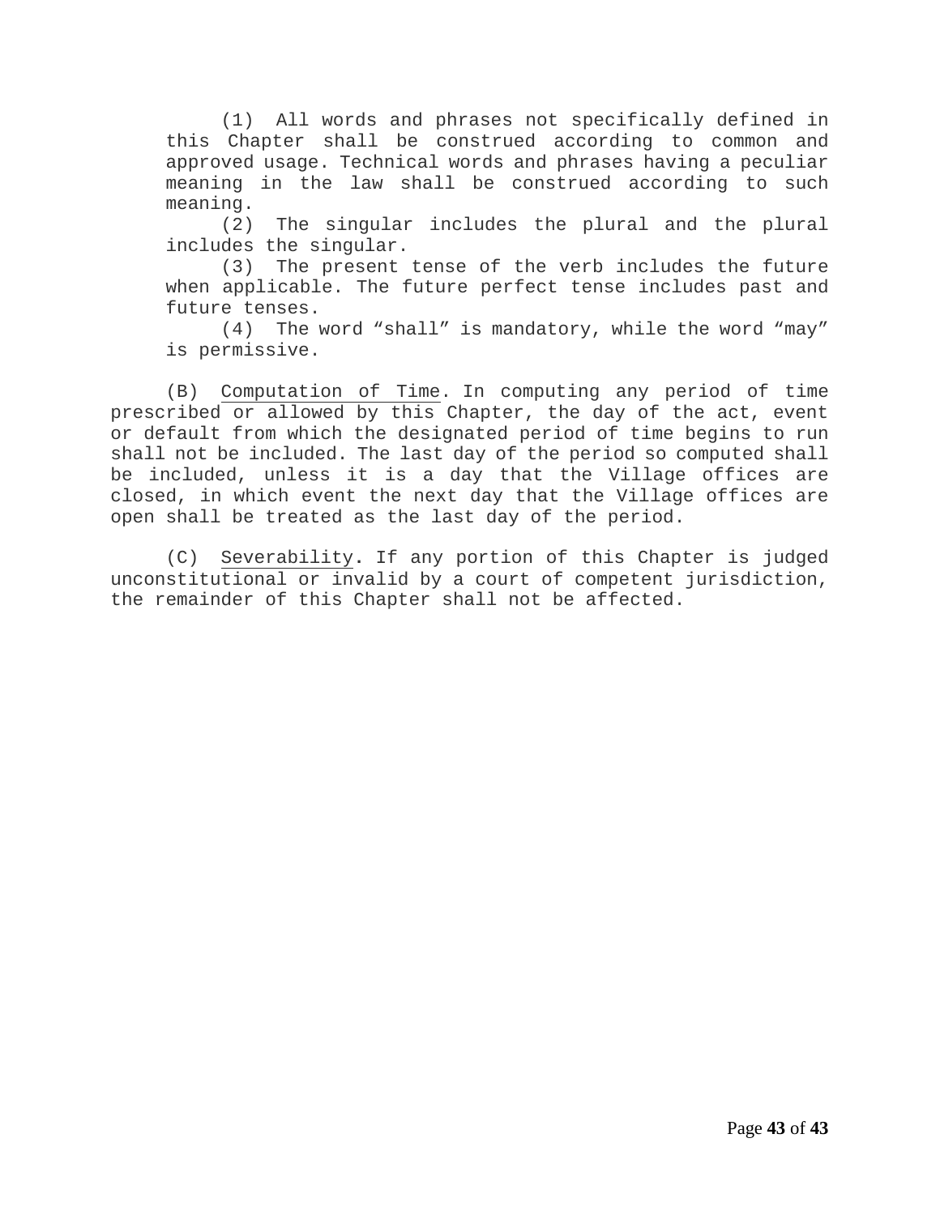(1) All words and phrases not specifically defined in this Chapter shall be construed according to common and approved usage. Technical words and phrases having a peculiar meaning in the law shall be construed according to such meaning.

(2) The singular includes the plural and the plural includes the singular.

(3) The present tense of the verb includes the future when applicable. The future perfect tense includes past and future tenses.

(4) The word "shall" is mandatory, while the word "may" is permissive.

(B) Computation of Time. In computing any period of time prescribed or allowed by this Chapter, the day of the act, event or default from which the designated period of time begins to run shall not be included. The last day of the period so computed shall be included, unless it is a day that the Village offices are closed, in which event the next day that the Village offices are open shall be treated as the last day of the period.

(C) Severability. If any portion of this Chapter is judged unconstitutional or invalid by a court of competent jurisdiction, the remainder of this Chapter shall not be affected.